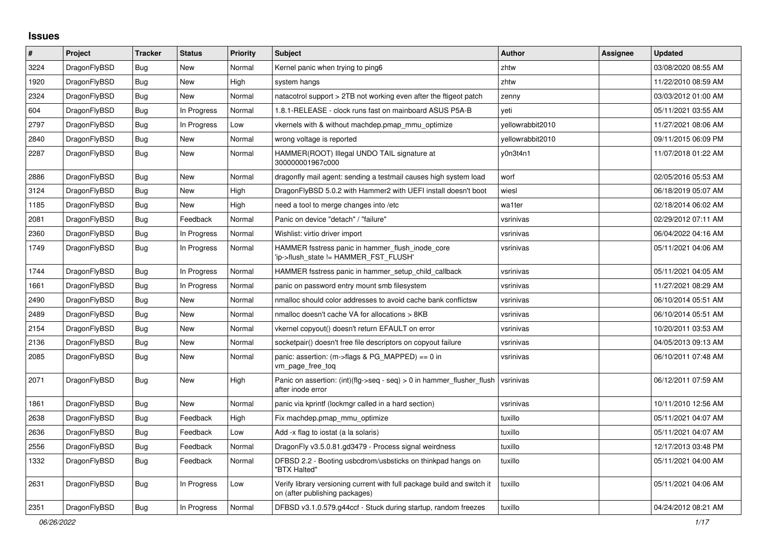## Issues

| # | Project | Tracker | Status | Priority | Subject | Author | Assignee | Updated |
|---|---|---|---|---|---|---|---|---|
| 3224 | DragonFlyBSD | Bug | New | Normal | Kernel panic when trying to ping6 | zhtw | | 03/08/2020 08:55 AM |
| 1920 | DragonFlyBSD | Bug | New | High | system hangs | zhtw | | 11/22/2010 08:59 AM |
| 2324 | DragonFlyBSD | Bug | New | Normal | natacotrol support > 2TB not working even after the ftigeot patch | zenny | | 03/03/2012 01:00 AM |
| 604 | DragonFlyBSD | Bug | In Progress | Normal | 1.8.1-RELEASE - clock runs fast on mainboard ASUS P5A-B | yeti | | 05/11/2021 03:55 AM |
| 2797 | DragonFlyBSD | Bug | In Progress | Low | vkernels with & without machdep.pmap_mmu_optimize | yellowrabbit2010 | | 11/27/2021 08:06 AM |
| 2840 | DragonFlyBSD | Bug | New | Normal | wrong voltage is reported | yellowrabbit2010 | | 09/11/2015 06:09 PM |
| 2287 | DragonFlyBSD | Bug | New | Normal | HAMMER(ROOT) Illegal UNDO TAIL signature at 300000001967c000 | y0n3t4n1 | | 11/07/2018 01:22 AM |
| 2886 | DragonFlyBSD | Bug | New | Normal | dragonfly mail agent: sending a testmail causes high system load | worf | | 02/05/2016 05:53 AM |
| 3124 | DragonFlyBSD | Bug | New | High | DragonFlyBSD 5.0.2 with Hammer2 with UEFI install doesn't boot | wiesl | | 06/18/2019 05:07 AM |
| 1185 | DragonFlyBSD | Bug | New | High | need a tool to merge changes into /etc | wa1ter | | 02/18/2014 06:02 AM |
| 2081 | DragonFlyBSD | Bug | Feedback | Normal | Panic on device "detach" / "failure" | vsrinivas | | 02/29/2012 07:11 AM |
| 2360 | DragonFlyBSD | Bug | In Progress | Normal | Wishlist: virtio driver import | vsrinivas | | 06/04/2022 04:16 AM |
| 1749 | DragonFlyBSD | Bug | In Progress | Normal | HAMMER fsstress panic in hammer_flush_inode_core 'ip->flush_state != HAMMER_FST_FLUSH' | vsrinivas | | 05/11/2021 04:06 AM |
| 1744 | DragonFlyBSD | Bug | In Progress | Normal | HAMMER fsstress panic in hammer_setup_child_callback | vsrinivas | | 05/11/2021 04:05 AM |
| 1661 | DragonFlyBSD | Bug | In Progress | Normal | panic on password entry mount smb filesystem | vsrinivas | | 11/27/2021 08:29 AM |
| 2490 | DragonFlyBSD | Bug | New | Normal | nmalloc should color addresses to avoid cache bank conflictsw | vsrinivas | | 06/10/2014 05:51 AM |
| 2489 | DragonFlyBSD | Bug | New | Normal | nmalloc doesn't cache VA for allocations > 8KB | vsrinivas | | 06/10/2014 05:51 AM |
| 2154 | DragonFlyBSD | Bug | New | Normal | vkernel copyout() doesn't return EFAULT on error | vsrinivas | | 10/20/2011 03:53 AM |
| 2136 | DragonFlyBSD | Bug | New | Normal | socketpair() doesn't free file descriptors on copyout failure | vsrinivas | | 04/05/2013 09:13 AM |
| 2085 | DragonFlyBSD | Bug | New | Normal | panic: assertion: (m->flags & PG_MAPPED) == 0 in vm_page_free_toq | vsrinivas | | 06/10/2011 07:48 AM |
| 2071 | DragonFlyBSD | Bug | New | High | Panic on assertion: (int)(flg->seq - seq) > 0 in hammer_flusher_flush after inode error | vsrinivas | | 06/12/2011 07:59 AM |
| 1861 | DragonFlyBSD | Bug | New | Normal | panic via kprintf (lockmgr called in a hard section) | vsrinivas | | 10/11/2010 12:56 AM |
| 2638 | DragonFlyBSD | Bug | Feedback | High | Fix machdep.pmap_mmu_optimize | tuxillo | | 05/11/2021 04:07 AM |
| 2636 | DragonFlyBSD | Bug | Feedback | Low | Add -x flag to iostat (a la solaris) | tuxillo | | 05/11/2021 04:07 AM |
| 2556 | DragonFlyBSD | Bug | Feedback | Normal | DragonFly v3.5.0.81.gd3479 - Process signal weirdness | tuxillo | | 12/17/2013 03:48 PM |
| 1332 | DragonFlyBSD | Bug | Feedback | Normal | DFBSD 2.2 - Booting usbcdrom/usbsticks on thinkpad hangs on "BTX Halted" | tuxillo | | 05/11/2021 04:00 AM |
| 2631 | DragonFlyBSD | Bug | In Progress | Low | Verify library versioning current with full package build and switch it on (after publishing packages) | tuxillo | | 05/11/2021 04:06 AM |
| 2351 | DragonFlyBSD | Bug | In Progress | Normal | DFBSD v3.1.0.579.g44ccf - Stuck during startup, random freezes | tuxillo | | 04/24/2012 08:21 AM |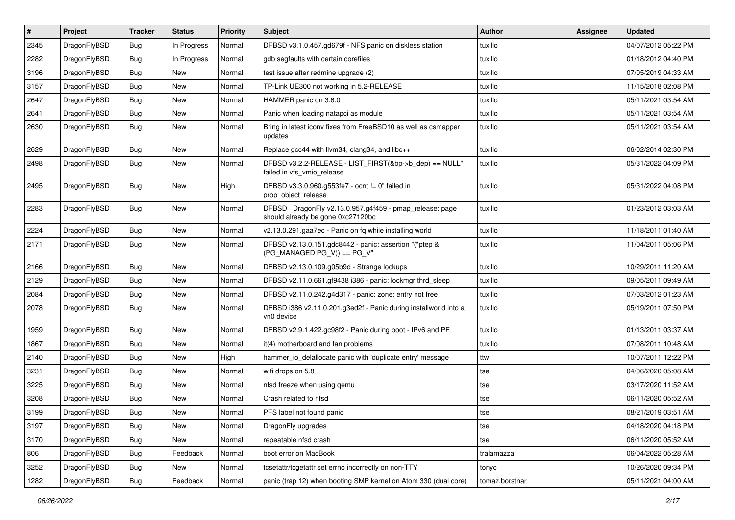| # | Project | Tracker | Status | Priority | Subject | Author | Assignee | Updated |
|---|---|---|---|---|---|---|---|---|
| 2345 | DragonFlyBSD | Bug | In Progress | Normal | DFBSD v3.1.0.457.gd679f - NFS panic on diskless station | tuxillo | | 04/07/2012 05:22 PM |
| 2282 | DragonFlyBSD | Bug | In Progress | Normal | gdb segfaults with certain corefiles | tuxillo | | 01/18/2012 04:40 PM |
| 3196 | DragonFlyBSD | Bug | New | Normal | test issue after redmine upgrade (2) | tuxillo | | 07/05/2019 04:33 AM |
| 3157 | DragonFlyBSD | Bug | New | Normal | TP-Link UE300 not working in 5.2-RELEASE | tuxillo | | 11/15/2018 02:08 PM |
| 2647 | DragonFlyBSD | Bug | New | Normal | HAMMER panic on 3.6.0 | tuxillo | | 05/11/2021 03:54 AM |
| 2641 | DragonFlyBSD | Bug | New | Normal | Panic when loading natapci as module | tuxillo | | 05/11/2021 03:54 AM |
| 2630 | DragonFlyBSD | Bug | New | Normal | Bring in latest iconv fixes from FreeBSD10 as well as csmapper updates | tuxillo | | 05/11/2021 03:54 AM |
| 2629 | DragonFlyBSD | Bug | New | Normal | Replace gcc44 with llvm34, clang34, and libc++ | tuxillo | | 06/02/2014 02:30 PM |
| 2498 | DragonFlyBSD | Bug | New | Normal | DFBSD v3.2.2-RELEASE - LIST_FIRST(&bp->b_dep) == NULL" failed in vfs_vmio_release | tuxillo | | 05/31/2022 04:09 PM |
| 2495 | DragonFlyBSD | Bug | New | High | DFBSD v3.3.0.960.g553fe7 - ocnt != 0" failed in prop_object_release | tuxillo | | 05/31/2022 04:08 PM |
| 2283 | DragonFlyBSD | Bug | New | Normal | DFBSD DragonFly v2.13.0.957.g4f459 - pmap_release: page should already be gone 0xc27120bc | tuxillo | | 01/23/2012 03:03 AM |
| 2224 | DragonFlyBSD | Bug | New | Normal | v2.13.0.291.gaa7ec - Panic on fq while installing world | tuxillo | | 11/18/2011 01:40 AM |
| 2171 | DragonFlyBSD | Bug | New | Normal | DFBSD v2.13.0.151.gdc8442 - panic: assertion "(*ptep & (PG_MANAGED\|PG_V)) == PG_V" | tuxillo | | 11/04/2011 05:06 PM |
| 2166 | DragonFlyBSD | Bug | New | Normal | DFBSD v2.13.0.109.g05b9d - Strange lockups | tuxillo | | 10/29/2011 11:20 AM |
| 2129 | DragonFlyBSD | Bug | New | Normal | DFBSD v2.11.0.661.gf9438 i386 - panic: lockmgr thrd_sleep | tuxillo | | 09/05/2011 09:49 AM |
| 2084 | DragonFlyBSD | Bug | New | Normal | DFBSD v2.11.0.242.g4d317 - panic: zone: entry not free | tuxillo | | 07/03/2012 01:23 AM |
| 2078 | DragonFlyBSD | Bug | New | Normal | DFBSD i386 v2.11.0.201.g3ed2f - Panic during installworld into a vn0 device | tuxillo | | 05/19/2011 07:50 PM |
| 1959 | DragonFlyBSD | Bug | New | Normal | DFBSD v2.9.1.422.gc98f2 - Panic during boot - IPv6 and PF | tuxillo | | 01/13/2011 03:37 AM |
| 1867 | DragonFlyBSD | Bug | New | Normal | it(4) motherboard and fan problems | tuxillo | | 07/08/2011 10:48 AM |
| 2140 | DragonFlyBSD | Bug | New | High | hammer_io_delallocate panic with 'duplicate entry' message | ttw | | 10/07/2011 12:22 PM |
| 3231 | DragonFlyBSD | Bug | New | Normal | wifi drops on 5.8 | tse | | 04/06/2020 05:08 AM |
| 3225 | DragonFlyBSD | Bug | New | Normal | nfsd freeze when using qemu | tse | | 03/17/2020 11:52 AM |
| 3208 | DragonFlyBSD | Bug | New | Normal | Crash related to nfsd | tse | | 06/11/2020 05:52 AM |
| 3199 | DragonFlyBSD | Bug | New | Normal | PFS label not found panic | tse | | 08/21/2019 03:51 AM |
| 3197 | DragonFlyBSD | Bug | New | Normal | DragonFly upgrades | tse | | 04/18/2020 04:18 PM |
| 3170 | DragonFlyBSD | Bug | New | Normal | repeatable nfsd crash | tse | | 06/11/2020 05:52 AM |
| 806 | DragonFlyBSD | Bug | Feedback | Normal | boot error on MacBook | tralamazza | | 06/04/2022 05:28 AM |
| 3252 | DragonFlyBSD | Bug | New | Normal | tcsetattr/tcgetattr set errno incorrectly on non-TTY | tonyc | | 10/26/2020 09:34 PM |
| 1282 | DragonFlyBSD | Bug | Feedback | Normal | panic (trap 12) when booting SMP kernel on Atom 330 (dual core) | tomaz.borstnar | | 05/11/2021 04:00 AM |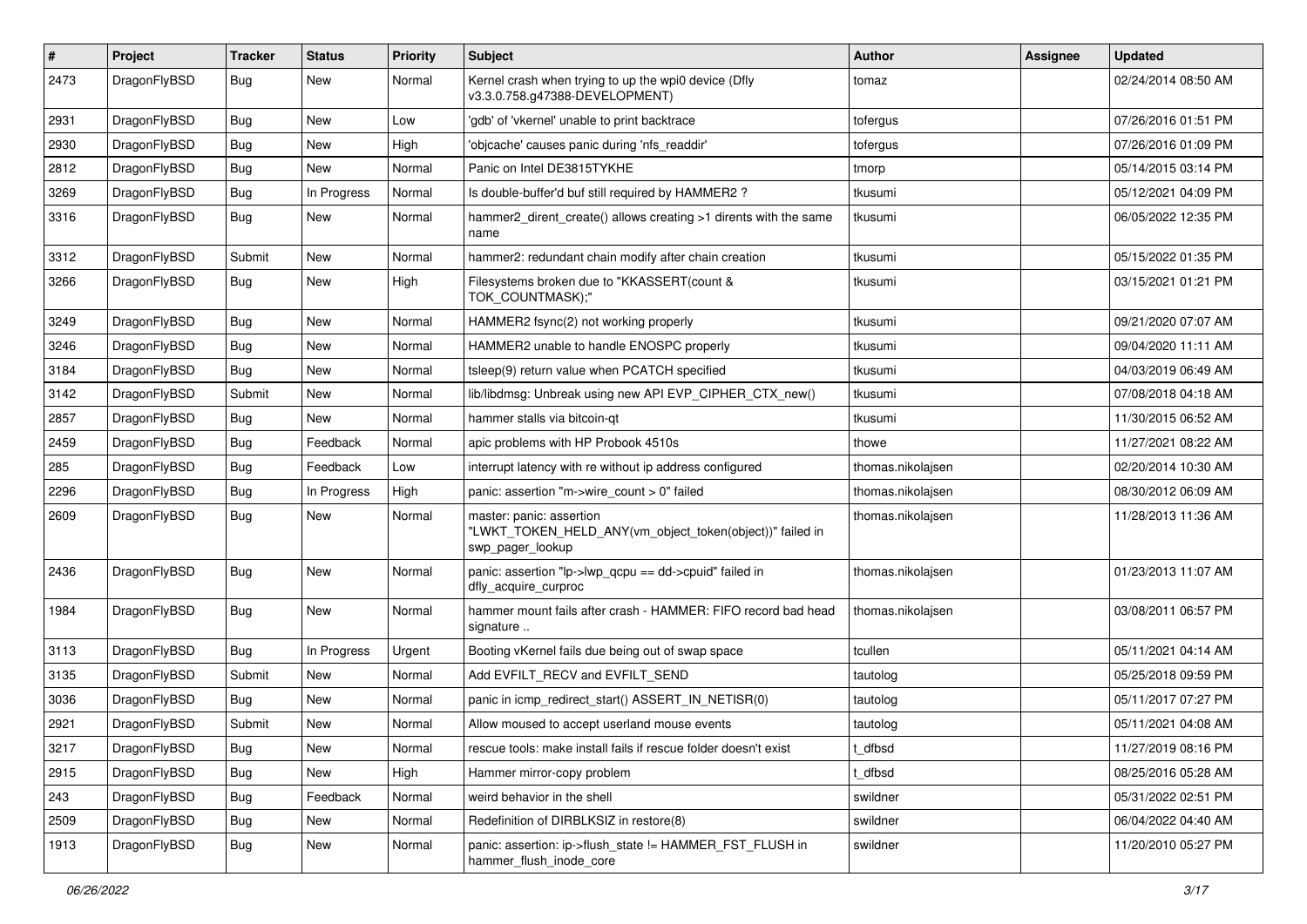| # | Project | Tracker | Status | Priority | Subject | Author | Assignee | Updated |
|---|---|---|---|---|---|---|---|---|
| 2473 | DragonFlyBSD | Bug | New | Normal | Kernel crash when trying to up the wpi0 device (Dfly v3.3.0.758.g47388-DEVELOPMENT) | tomaz | | 02/24/2014 08:50 AM |
| 2931 | DragonFlyBSD | Bug | New | Low | 'gdb' of 'vkernel' unable to print backtrace | tofergus | | 07/26/2016 01:51 PM |
| 2930 | DragonFlyBSD | Bug | New | High | 'objcache' causes panic during 'nfs_readdir' | tofergus | | 07/26/2016 01:09 PM |
| 2812 | DragonFlyBSD | Bug | New | Normal | Panic on Intel DE3815TYKHE | tmorp | | 05/14/2015 03:14 PM |
| 3269 | DragonFlyBSD | Bug | In Progress | Normal | Is double-buffer'd buf still required by HAMMER2 ? | tkusumi | | 05/12/2021 04:09 PM |
| 3316 | DragonFlyBSD | Bug | New | Normal | hammer2_dirent_create() allows creating >1 dirents with the same name | tkusumi | | 06/05/2022 12:35 PM |
| 3312 | DragonFlyBSD | Submit | New | Normal | hammer2: redundant chain modify after chain creation | tkusumi | | 05/15/2022 01:35 PM |
| 3266 | DragonFlyBSD | Bug | New | High | Filesystems broken due to "KKASSERT(count & TOK_COUNTMASK);" | tkusumi | | 03/15/2021 01:21 PM |
| 3249 | DragonFlyBSD | Bug | New | Normal | HAMMER2 fsync(2) not working properly | tkusumi | | 09/21/2020 07:07 AM |
| 3246 | DragonFlyBSD | Bug | New | Normal | HAMMER2 unable to handle ENOSPC properly | tkusumi | | 09/04/2020 11:11 AM |
| 3184 | DragonFlyBSD | Bug | New | Normal | tsleep(9) return value when PCATCH specified | tkusumi | | 04/03/2019 06:49 AM |
| 3142 | DragonFlyBSD | Submit | New | Normal | lib/libdmsg: Unbreak using new API EVP_CIPHER_CTX_new() | tkusumi | | 07/08/2018 04:18 AM |
| 2857 | DragonFlyBSD | Bug | New | Normal | hammer stalls via bitcoin-qt | tkusumi | | 11/30/2015 06:52 AM |
| 2459 | DragonFlyBSD | Bug | Feedback | Normal | apic problems with HP Probook 4510s | thowe | | 11/27/2021 08:22 AM |
| 285 | DragonFlyBSD | Bug | Feedback | Low | interrupt latency with re without ip address configured | thomas.nikolajsen | | 02/20/2014 10:30 AM |
| 2296 | DragonFlyBSD | Bug | In Progress | High | panic: assertion "m->wire_count > 0" failed | thomas.nikolajsen | | 08/30/2012 06:09 AM |
| 2609 | DragonFlyBSD | Bug | New | Normal | master: panic: assertion "LWKT_TOKEN_HELD_ANY(vm_object_token(object))" failed in swp_pager_lookup | thomas.nikolajsen | | 11/28/2013 11:36 AM |
| 2436 | DragonFlyBSD | Bug | New | Normal | panic: assertion "lp->lwp_qcpu == dd->cpuid" failed in dfly_acquire_curproc | thomas.nikolajsen | | 01/23/2013 11:07 AM |
| 1984 | DragonFlyBSD | Bug | New | Normal | hammer mount fails after crash - HAMMER: FIFO record bad head signature .. | thomas.nikolajsen | | 03/08/2011 06:57 PM |
| 3113 | DragonFlyBSD | Bug | In Progress | Urgent | Booting vKernel fails due being out of swap space | tcullen | | 05/11/2021 04:14 AM |
| 3135 | DragonFlyBSD | Submit | New | Normal | Add EVFILT_RECV and EVFILT_SEND | tautolog | | 05/25/2018 09:59 PM |
| 3036 | DragonFlyBSD | Bug | New | Normal | panic in icmp_redirect_start() ASSERT_IN_NETISR(0) | tautolog | | 05/11/2017 07:27 PM |
| 2921 | DragonFlyBSD | Submit | New | Normal | Allow moused to accept userland mouse events | tautolog | | 05/11/2021 04:08 AM |
| 3217 | DragonFlyBSD | Bug | New | Normal | rescue tools: make install fails if rescue folder doesn't exist | t_dfbsd | | 11/27/2019 08:16 PM |
| 2915 | DragonFlyBSD | Bug | New | High | Hammer mirror-copy problem | t_dfbsd | | 08/25/2016 05:28 AM |
| 243 | DragonFlyBSD | Bug | Feedback | Normal | weird behavior in the shell | swildner | | 05/31/2022 02:51 PM |
| 2509 | DragonFlyBSD | Bug | New | Normal | Redefinition of DIRBLKSIZ in restore(8) | swildner | | 06/04/2022 04:40 AM |
| 1913 | DragonFlyBSD | Bug | New | Normal | panic: assertion: ip->flush_state != HAMMER_FST_FLUSH in hammer_flush_inode_core | swildner | | 11/20/2010 05:27 PM |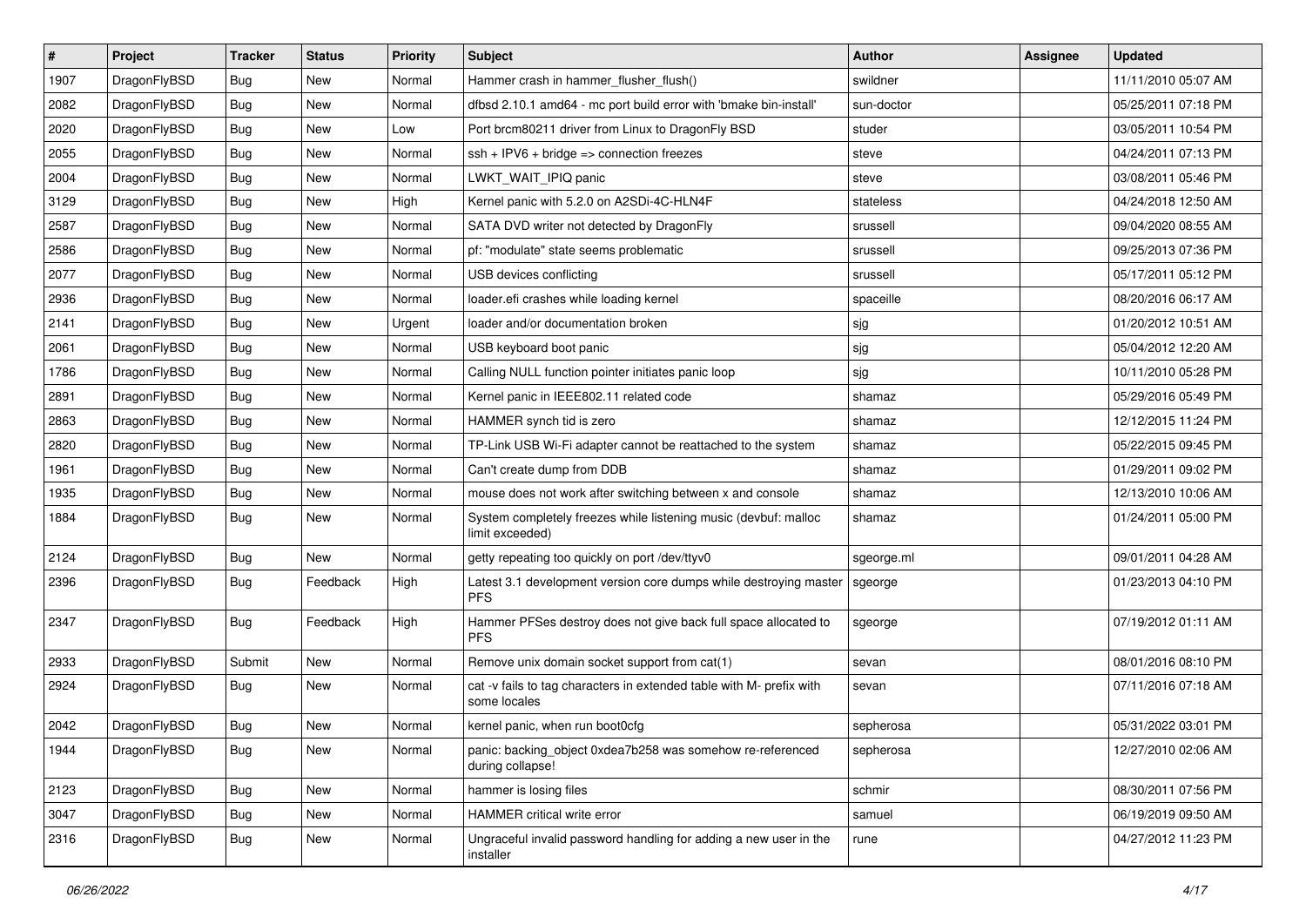| # | Project | Tracker | Status | Priority | Subject | Author | Assignee | Updated |
|---|---|---|---|---|---|---|---|---|
| 1907 | DragonFlyBSD | Bug | New | Normal | Hammer crash in hammer_flusher_flush() | swildner | | 11/11/2010 05:07 AM |
| 2082 | DragonFlyBSD | Bug | New | Normal | dfbsd 2.10.1 amd64 - mc port build error with 'bmake bin-install' | sun-doctor | | 05/25/2011 07:18 PM |
| 2020 | DragonFlyBSD | Bug | New | Low | Port brcm80211 driver from Linux to DragonFly BSD | studer | | 03/05/2011 10:54 PM |
| 2055 | DragonFlyBSD | Bug | New | Normal | ssh + IPV6 + bridge => connection freezes | steve | | 04/24/2011 07:13 PM |
| 2004 | DragonFlyBSD | Bug | New | Normal | LWKT_WAIT_IPIQ panic | steve | | 03/08/2011 05:46 PM |
| 3129 | DragonFlyBSD | Bug | New | High | Kernel panic with 5.2.0 on A2SDi-4C-HLN4F | stateless | | 04/24/2018 12:50 AM |
| 2587 | DragonFlyBSD | Bug | New | Normal | SATA DVD writer not detected by DragonFly | srussell | | 09/04/2020 08:55 AM |
| 2586 | DragonFlyBSD | Bug | New | Normal | pf: "modulate" state seems problematic | srussell | | 09/25/2013 07:36 PM |
| 2077 | DragonFlyBSD | Bug | New | Normal | USB devices conflicting | srussell | | 05/17/2011 05:12 PM |
| 2936 | DragonFlyBSD | Bug | New | Normal | loader.efi crashes while loading kernel | spaceille | | 08/20/2016 06:17 AM |
| 2141 | DragonFlyBSD | Bug | New | Urgent | loader and/or documentation broken | sjg | | 01/20/2012 10:51 AM |
| 2061 | DragonFlyBSD | Bug | New | Normal | USB keyboard boot panic | sjg | | 05/04/2012 12:20 AM |
| 1786 | DragonFlyBSD | Bug | New | Normal | Calling NULL function pointer initiates panic loop | sjg | | 10/11/2010 05:28 PM |
| 2891 | DragonFlyBSD | Bug | New | Normal | Kernel panic in IEEE802.11 related code | shamaz | | 05/29/2016 05:49 PM |
| 2863 | DragonFlyBSD | Bug | New | Normal | HAMMER synch tid is zero | shamaz | | 12/12/2015 11:24 PM |
| 2820 | DragonFlyBSD | Bug | New | Normal | TP-Link USB Wi-Fi adapter cannot be reattached to the system | shamaz | | 05/22/2015 09:45 PM |
| 1961 | DragonFlyBSD | Bug | New | Normal | Can't create dump from DDB | shamaz | | 01/29/2011 09:02 PM |
| 1935 | DragonFlyBSD | Bug | New | Normal | mouse does not work after switching between x and console | shamaz | | 12/13/2010 10:06 AM |
| 1884 | DragonFlyBSD | Bug | New | Normal | System completely freezes while listening music (devbuf: malloc limit exceeded) | shamaz | | 01/24/2011 05:00 PM |
| 2124 | DragonFlyBSD | Bug | New | Normal | getty repeating too quickly on port /dev/ttyv0 | sgeorge.ml | | 09/01/2011 04:28 AM |
| 2396 | DragonFlyBSD | Bug | Feedback | High | Latest 3.1 development version core dumps while destroying master PFS | sgeorge | | 01/23/2013 04:10 PM |
| 2347 | DragonFlyBSD | Bug | Feedback | High | Hammer PFSes destroy does not give back full space allocated to PFS | sgeorge | | 07/19/2012 01:11 AM |
| 2933 | DragonFlyBSD | Submit | New | Normal | Remove unix domain socket support from cat(1) | sevan | | 08/01/2016 08:10 PM |
| 2924 | DragonFlyBSD | Bug | New | Normal | cat -v fails to tag characters in extended table with M- prefix with some locales | sevan | | 07/11/2016 07:18 AM |
| 2042 | DragonFlyBSD | Bug | New | Normal | kernel panic, when run boot0cfg | sepherosa | | 05/31/2022 03:01 PM |
| 1944 | DragonFlyBSD | Bug | New | Normal | panic: backing_object 0xdea7b258 was somehow re-referenced during collapse! | sepherosa | | 12/27/2010 02:06 AM |
| 2123 | DragonFlyBSD | Bug | New | Normal | hammer is losing files | schmir | | 08/30/2011 07:56 PM |
| 3047 | DragonFlyBSD | Bug | New | Normal | HAMMER critical write error | samuel | | 06/19/2019 09:50 AM |
| 2316 | DragonFlyBSD | Bug | New | Normal | Ungraceful invalid password handling for adding a new user in the installer | rune | | 04/27/2012 11:23 PM |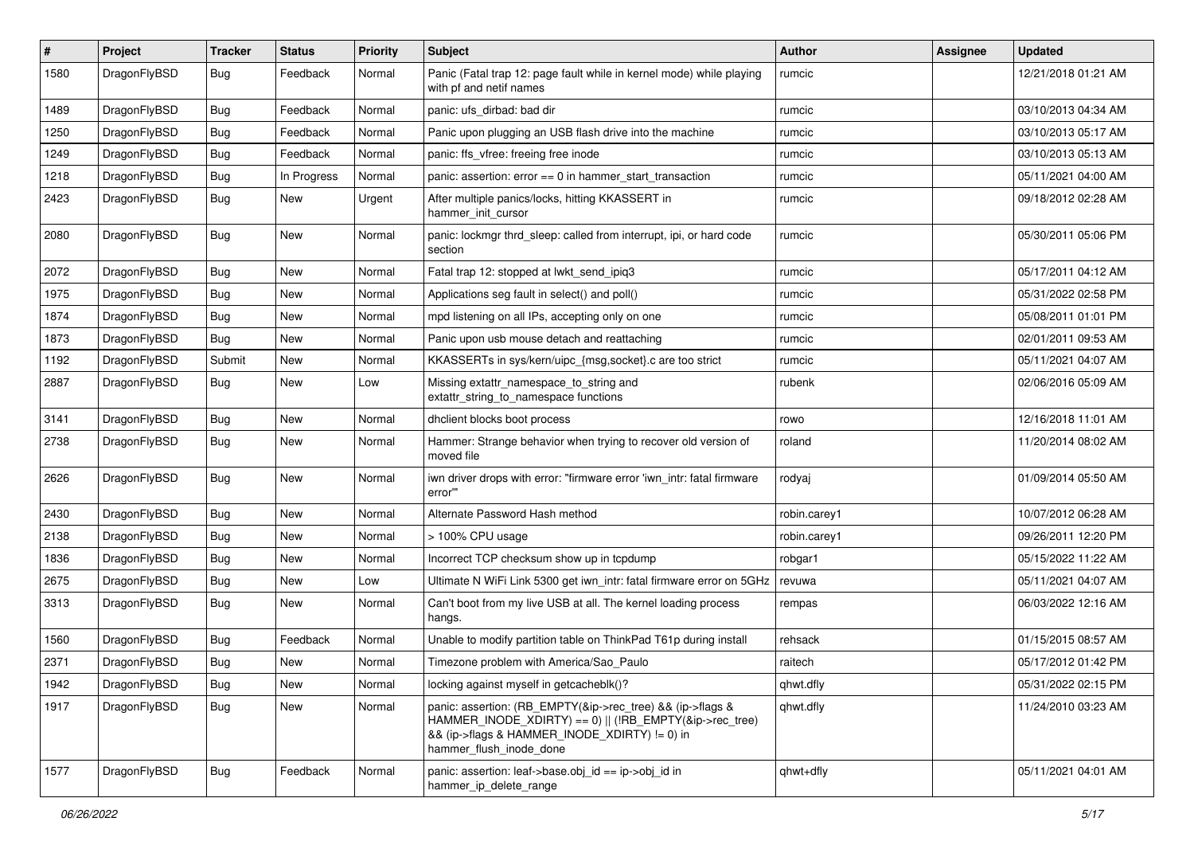| # | Project | Tracker | Status | Priority | Subject | Author | Assignee | Updated |
|---|---|---|---|---|---|---|---|---|
| 1580 | DragonFlyBSD | Bug | Feedback | Normal | Panic (Fatal trap 12: page fault while in kernel mode) while playing with pf and netif names | rumcic | | 12/21/2018 01:21 AM |
| 1489 | DragonFlyBSD | Bug | Feedback | Normal | panic: ufs_dirbad: bad dir | rumcic | | 03/10/2013 04:34 AM |
| 1250 | DragonFlyBSD | Bug | Feedback | Normal | Panic upon plugging an USB flash drive into the machine | rumcic | | 03/10/2013 05:17 AM |
| 1249 | DragonFlyBSD | Bug | Feedback | Normal | panic: ffs_vfree: freeing free inode | rumcic | | 03/10/2013 05:13 AM |
| 1218 | DragonFlyBSD | Bug | In Progress | Normal | panic: assertion: error == 0 in hammer_start_transaction | rumcic | | 05/11/2021 04:00 AM |
| 2423 | DragonFlyBSD | Bug | New | Urgent | After multiple panics/locks, hitting KKASSERT in hammer_init_cursor | rumcic | | 09/18/2012 02:28 AM |
| 2080 | DragonFlyBSD | Bug | New | Normal | panic: lockmgr thrd_sleep: called from interrupt, ipi, or hard code section | rumcic | | 05/30/2011 05:06 PM |
| 2072 | DragonFlyBSD | Bug | New | Normal | Fatal trap 12: stopped at lwkt_send_ipiq3 | rumcic | | 05/17/2011 04:12 AM |
| 1975 | DragonFlyBSD | Bug | New | Normal | Applications seg fault in select() and poll() | rumcic | | 05/31/2022 02:58 PM |
| 1874 | DragonFlyBSD | Bug | New | Normal | mpd listening on all IPs, accepting only on one | rumcic | | 05/08/2011 01:01 PM |
| 1873 | DragonFlyBSD | Bug | New | Normal | Panic upon usb mouse detach and reattaching | rumcic | | 02/01/2011 09:53 AM |
| 1192 | DragonFlyBSD | Submit | New | Normal | KKASSERTs in sys/kern/uipc_{msg,socket}.c are too strict | rumcic | | 05/11/2021 04:07 AM |
| 2887 | DragonFlyBSD | Bug | New | Low | Missing extattr_namespace_to_string and extattr_string_to_namespace functions | rubenk | | 02/06/2016 05:09 AM |
| 3141 | DragonFlyBSD | Bug | New | Normal | dhclient blocks boot process | rowo | | 12/16/2018 11:01 AM |
| 2738 | DragonFlyBSD | Bug | New | Normal | Hammer: Strange behavior when trying to recover old version of moved file | roland | | 11/20/2014 08:02 AM |
| 2626 | DragonFlyBSD | Bug | New | Normal | iwn driver drops with error: "firmware error 'iwn_intr: fatal firmware error'" | rodyaj | | 01/09/2014 05:50 AM |
| 2430 | DragonFlyBSD | Bug | New | Normal | Alternate Password Hash method | robin.carey1 | | 10/07/2012 06:28 AM |
| 2138 | DragonFlyBSD | Bug | New | Normal | > 100% CPU usage | robin.carey1 | | 09/26/2011 12:20 PM |
| 1836 | DragonFlyBSD | Bug | New | Normal | Incorrect TCP checksum show up in tcpdump | robgar1 | | 05/15/2022 11:22 AM |
| 2675 | DragonFlyBSD | Bug | New | Low | Ultimate N WiFi Link 5300 get iwn_intr: fatal firmware error on 5GHz | revuwa | | 05/11/2021 04:07 AM |
| 3313 | DragonFlyBSD | Bug | New | Normal | Can't boot from my live USB at all. The kernel loading process hangs. | rempas | | 06/03/2022 12:16 AM |
| 1560 | DragonFlyBSD | Bug | Feedback | Normal | Unable to modify partition table on ThinkPad T61p during install | rehsack | | 01/15/2015 08:57 AM |
| 2371 | DragonFlyBSD | Bug | New | Normal | Timezone problem with America/Sao_Paulo | raitech | | 05/17/2012 01:42 PM |
| 1942 | DragonFlyBSD | Bug | New | Normal | locking against myself in getcacheblk()? | qhwt.dfly | | 05/31/2022 02:15 PM |
| 1917 | DragonFlyBSD | Bug | New | Normal | panic: assertion: (RB_EMPTY(&ip->rec_tree) && (ip->flags & HAMMER_INODE_XDIRTY) == 0) \|\| (!RB_EMPTY(&ip->rec_tree) && (ip->flags & HAMMER_INODE_XDIRTY) != 0) in hammer_flush_inode_done | qhwt.dfly | | 11/24/2010 03:23 AM |
| 1577 | DragonFlyBSD | Bug | Feedback | Normal | panic: assertion: leaf->base.obj_id == ip->obj_id in hammer_ip_delete_range | qhwt+dfly | | 05/11/2021 04:01 AM |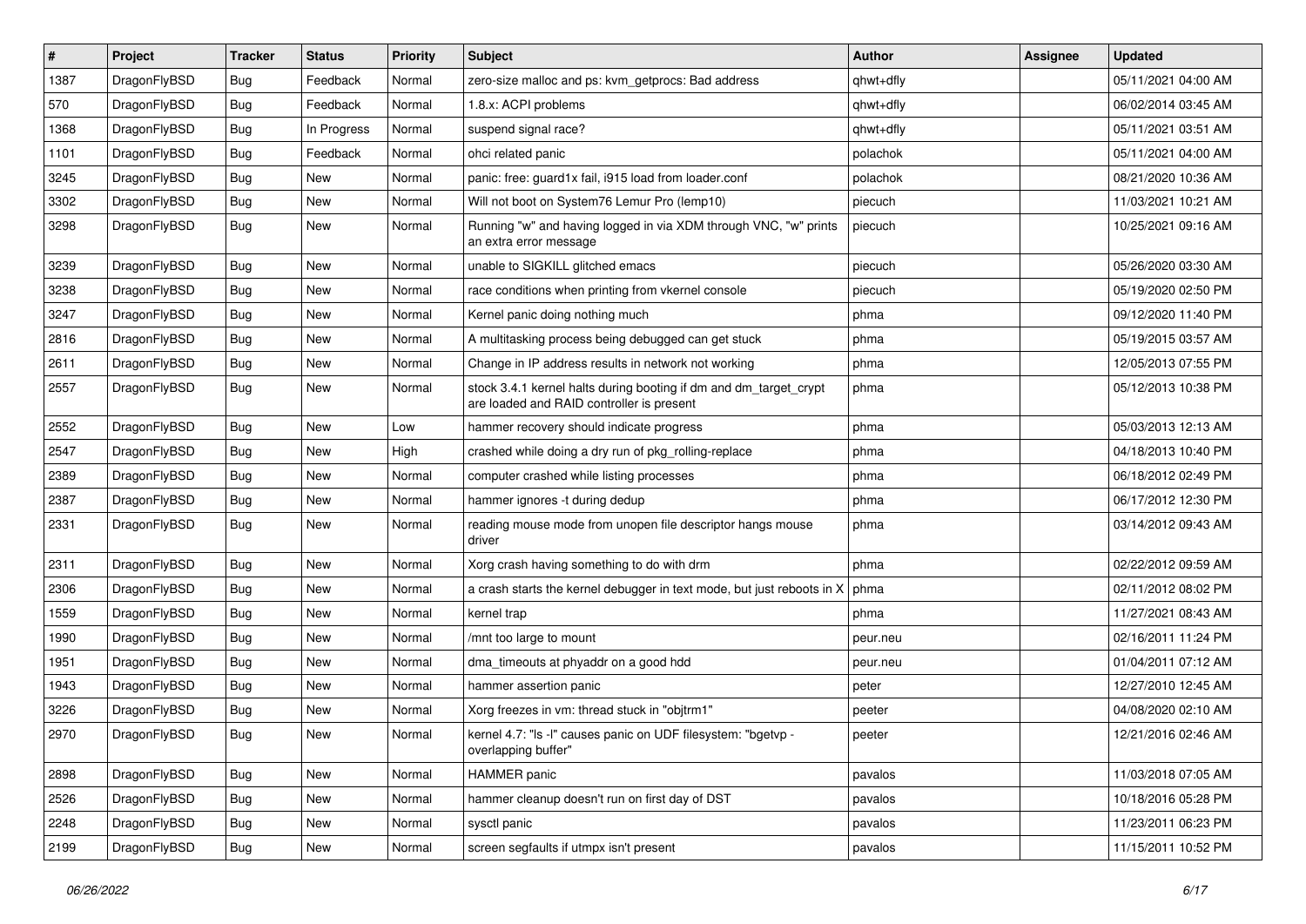| # | Project | Tracker | Status | Priority | Subject | Author | Assignee | Updated |
|---|---|---|---|---|---|---|---|---|
| 1387 | DragonFlyBSD | Bug | Feedback | Normal | zero-size malloc and ps: kvm_getprocs: Bad address | qhwt+dfly | | 05/11/2021 04:00 AM |
| 570 | DragonFlyBSD | Bug | Feedback | Normal | 1.8.x: ACPI problems | qhwt+dfly | | 06/02/2014 03:45 AM |
| 1368 | DragonFlyBSD | Bug | In Progress | Normal | suspend signal race? | qhwt+dfly | | 05/11/2021 03:51 AM |
| 1101 | DragonFlyBSD | Bug | Feedback | Normal | ohci related panic | polachok | | 05/11/2021 04:00 AM |
| 3245 | DragonFlyBSD | Bug | New | Normal | panic: free: guard1x fail, i915 load from loader.conf | polachok | | 08/21/2020 10:36 AM |
| 3302 | DragonFlyBSD | Bug | New | Normal | Will not boot on System76 Lemur Pro (lemp10) | piecuch | | 11/03/2021 10:21 AM |
| 3298 | DragonFlyBSD | Bug | New | Normal | Running "w" and having logged in via XDM through VNC, "w" prints an extra error message | piecuch | | 10/25/2021 09:16 AM |
| 3239 | DragonFlyBSD | Bug | New | Normal | unable to SIGKILL glitched emacs | piecuch | | 05/26/2020 03:30 AM |
| 3238 | DragonFlyBSD | Bug | New | Normal | race conditions when printing from vkernel console | piecuch | | 05/19/2020 02:50 PM |
| 3247 | DragonFlyBSD | Bug | New | Normal | Kernel panic doing nothing much | phma | | 09/12/2020 11:40 PM |
| 2816 | DragonFlyBSD | Bug | New | Normal | A multitasking process being debugged can get stuck | phma | | 05/19/2015 03:57 AM |
| 2611 | DragonFlyBSD | Bug | New | Normal | Change in IP address results in network not working | phma | | 12/05/2013 07:55 PM |
| 2557 | DragonFlyBSD | Bug | New | Normal | stock 3.4.1 kernel halts during booting if dm and dm_target_crypt are loaded and RAID controller is present | phma | | 05/12/2013 10:38 PM |
| 2552 | DragonFlyBSD | Bug | New | Low | hammer recovery should indicate progress | phma | | 05/03/2013 12:13 AM |
| 2547 | DragonFlyBSD | Bug | New | High | crashed while doing a dry run of pkg_rolling-replace | phma | | 04/18/2013 10:40 PM |
| 2389 | DragonFlyBSD | Bug | New | Normal | computer crashed while listing processes | phma | | 06/18/2012 02:49 PM |
| 2387 | DragonFlyBSD | Bug | New | Normal | hammer ignores -t during dedup | phma | | 06/17/2012 12:30 PM |
| 2331 | DragonFlyBSD | Bug | New | Normal | reading mouse mode from unopen file descriptor hangs mouse driver | phma | | 03/14/2012 09:43 AM |
| 2311 | DragonFlyBSD | Bug | New | Normal | Xorg crash having something to do with drm | phma | | 02/22/2012 09:59 AM |
| 2306 | DragonFlyBSD | Bug | New | Normal | a crash starts the kernel debugger in text mode, but just reboots in X | phma | | 02/11/2012 08:02 PM |
| 1559 | DragonFlyBSD | Bug | New | Normal | kernel trap | phma | | 11/27/2021 08:43 AM |
| 1990 | DragonFlyBSD | Bug | New | Normal | /mnt too large to mount | peur.neu | | 02/16/2011 11:24 PM |
| 1951 | DragonFlyBSD | Bug | New | Normal | dma_timeouts at phyaddr on a good hdd | peur.neu | | 01/04/2011 07:12 AM |
| 1943 | DragonFlyBSD | Bug | New | Normal | hammer assertion panic | peter | | 12/27/2010 12:45 AM |
| 3226 | DragonFlyBSD | Bug | New | Normal | Xorg freezes in vm: thread stuck in "objtrm1" | peeter | | 04/08/2020 02:10 AM |
| 2970 | DragonFlyBSD | Bug | New | Normal | kernel 4.7: "ls -l" causes panic on UDF filesystem: "bgetvp - overlapping buffer" | peeter | | 12/21/2016 02:46 AM |
| 2898 | DragonFlyBSD | Bug | New | Normal | HAMMER panic | pavalos | | 11/03/2018 07:05 AM |
| 2526 | DragonFlyBSD | Bug | New | Normal | hammer cleanup doesn't run on first day of DST | pavalos | | 10/18/2016 05:28 PM |
| 2248 | DragonFlyBSD | Bug | New | Normal | sysctl panic | pavalos | | 11/23/2011 06:23 PM |
| 2199 | DragonFlyBSD | Bug | New | Normal | screen segfaults if utmpx isn't present | pavalos | | 11/15/2011 10:52 PM |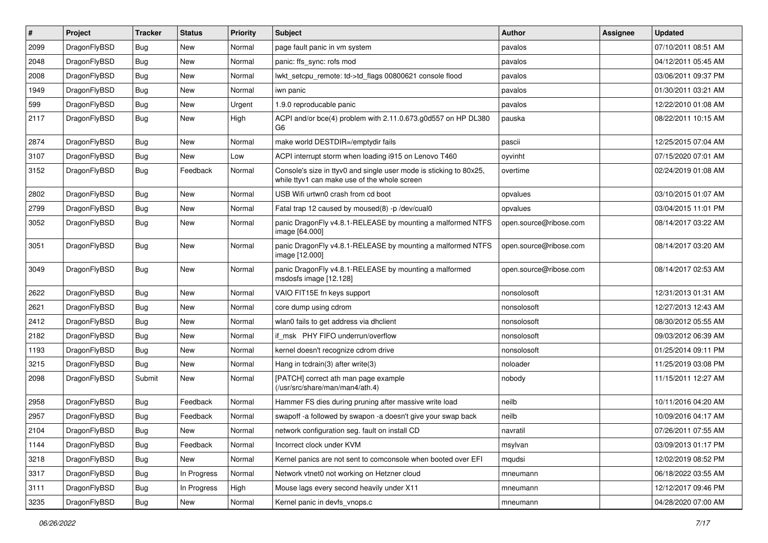| # | Project | Tracker | Status | Priority | Subject | Author | Assignee | Updated |
|---|---|---|---|---|---|---|---|---|
| 2099 | DragonFlyBSD | Bug | New | Normal | page fault panic in vm system | pavalos | | 07/10/2011 08:51 AM |
| 2048 | DragonFlyBSD | Bug | New | Normal | panic: ffs_sync: rofs mod | pavalos | | 04/12/2011 05:45 AM |
| 2008 | DragonFlyBSD | Bug | New | Normal | lwkt_setcpu_remote: td->td_flags 00800621 console flood | pavalos | | 03/06/2011 09:37 PM |
| 1949 | DragonFlyBSD | Bug | New | Normal | iwn panic | pavalos | | 01/30/2011 03:21 AM |
| 599 | DragonFlyBSD | Bug | New | Urgent | 1.9.0 reproducable panic | pavalos | | 12/22/2010 01:08 AM |
| 2117 | DragonFlyBSD | Bug | New | High | ACPI and/or bce(4) problem with 2.11.0.673.g0d557 on HP DL380 G6 | pauska | | 08/22/2011 10:15 AM |
| 2874 | DragonFlyBSD | Bug | New | Normal | make world DESTDIR=/emptydir fails | pascii | | 12/25/2015 07:04 AM |
| 3107 | DragonFlyBSD | Bug | New | Low | ACPI interrupt storm when loading i915 on Lenovo T460 | oyvinht | | 07/15/2020 07:01 AM |
| 3152 | DragonFlyBSD | Bug | Feedback | Normal | Console's size in ttyv0 and single user mode is sticking to 80x25, while ttyv1 can make use of the whole screen | overtime | | 02/24/2019 01:08 AM |
| 2802 | DragonFlyBSD | Bug | New | Normal | USB Wifi urtwn0 crash from cd boot | opvalues | | 03/10/2015 01:07 AM |
| 2799 | DragonFlyBSD | Bug | New | Normal | Fatal trap 12 caused by moused(8) -p /dev/cual0 | opvalues | | 03/04/2015 11:01 PM |
| 3052 | DragonFlyBSD | Bug | New | Normal | panic DragonFly v4.8.1-RELEASE by mounting a malformed NTFS image [64.000] | open.source@ribose.com | | 08/14/2017 03:22 AM |
| 3051 | DragonFlyBSD | Bug | New | Normal | panic DragonFly v4.8.1-RELEASE by mounting a malformed NTFS image [12.000] | open.source@ribose.com | | 08/14/2017 03:20 AM |
| 3049 | DragonFlyBSD | Bug | New | Normal | panic DragonFly v4.8.1-RELEASE by mounting a malformed msdosfs image [12.128] | open.source@ribose.com | | 08/14/2017 02:53 AM |
| 2622 | DragonFlyBSD | Bug | New | Normal | VAIO FIT15E fn keys support | nonsolosoft | | 12/31/2013 01:31 AM |
| 2621 | DragonFlyBSD | Bug | New | Normal | core dump using cdrom | nonsolosoft | | 12/27/2013 12:43 AM |
| 2412 | DragonFlyBSD | Bug | New | Normal | wlan0 fails to get address via dhclient | nonsolosoft | | 08/30/2012 05:55 AM |
| 2182 | DragonFlyBSD | Bug | New | Normal | if_msk PHY FIFO underrun/overflow | nonsolosoft | | 09/03/2012 06:39 AM |
| 1193 | DragonFlyBSD | Bug | New | Normal | kernel doesn't recognize cdrom drive | nonsolosoft | | 01/25/2014 09:11 PM |
| 3215 | DragonFlyBSD | Bug | New | Normal | Hang in tcdrain(3) after write(3) | noloader | | 11/25/2019 03:08 PM |
| 2098 | DragonFlyBSD | Submit | New | Normal | [PATCH] correct ath man page example (/usr/src/share/man/man4/ath.4) | nobody | | 11/15/2011 12:27 AM |
| 2958 | DragonFlyBSD | Bug | Feedback | Normal | Hammer FS dies during pruning after massive write load | neilb | | 10/11/2016 04:20 AM |
| 2957 | DragonFlyBSD | Bug | Feedback | Normal | swapoff -a followed by swapon -a doesn't give your swap back | neilb | | 10/09/2016 04:17 AM |
| 2104 | DragonFlyBSD | Bug | New | Normal | network configuration seg. fault on install CD | navratil | | 07/26/2011 07:55 AM |
| 1144 | DragonFlyBSD | Bug | Feedback | Normal | Incorrect clock under KVM | msylvan | | 03/09/2013 01:17 PM |
| 3218 | DragonFlyBSD | Bug | New | Normal | Kernel panics are not sent to comconsole when booted over EFI | mqudsi | | 12/02/2019 08:52 PM |
| 3317 | DragonFlyBSD | Bug | In Progress | Normal | Network vtnet0 not working on Hetzner cloud | mneumann | | 06/18/2022 03:55 AM |
| 3111 | DragonFlyBSD | Bug | In Progress | High | Mouse lags every second heavily under X11 | mneumann | | 12/12/2017 09:46 PM |
| 3235 | DragonFlyBSD | Bug | New | Normal | Kernel panic in devfs_vnops.c | mneumann | | 04/28/2020 07:00 AM |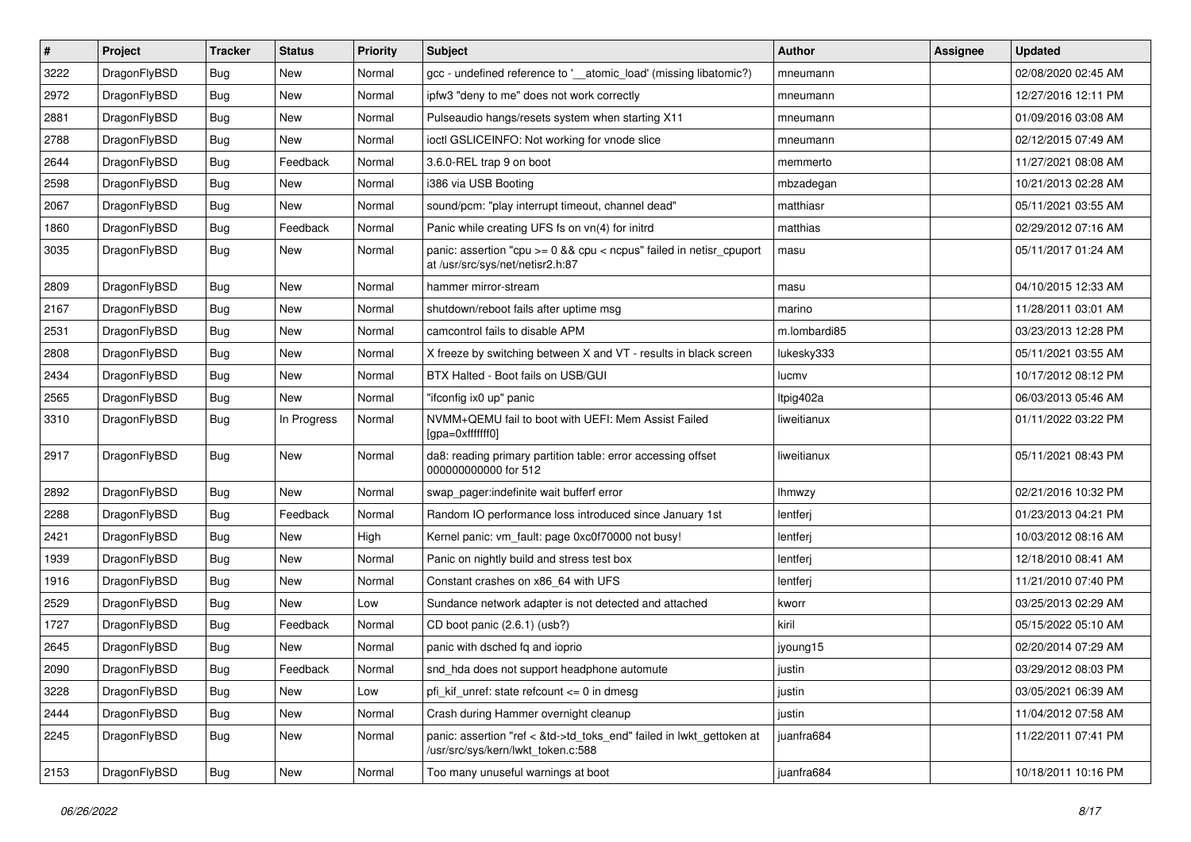| # | Project | Tracker | Status | Priority | Subject | Author | Assignee | Updated |
|---|---|---|---|---|---|---|---|---|
| 3222 | DragonFlyBSD | Bug | New | Normal | gcc - undefined reference to '__atomic_load' (missing libatomic?) | mneumann | | 02/08/2020 02:45 AM |
| 2972 | DragonFlyBSD | Bug | New | Normal | ipfw3 "deny to me" does not work correctly | mneumann | | 12/27/2016 12:11 PM |
| 2881 | DragonFlyBSD | Bug | New | Normal | Pulseaudio hangs/resets system when starting X11 | mneumann | | 01/09/2016 03:08 AM |
| 2788 | DragonFlyBSD | Bug | New | Normal | ioctl GSLICEINFO: Not working for vnode slice | mneumann | | 02/12/2015 07:49 AM |
| 2644 | DragonFlyBSD | Bug | Feedback | Normal | 3.6.0-REL trap 9 on boot | memmerto | | 11/27/2021 08:08 AM |
| 2598 | DragonFlyBSD | Bug | New | Normal | i386 via USB Booting | mbzadegan | | 10/21/2013 02:28 AM |
| 2067 | DragonFlyBSD | Bug | New | Normal | sound/pcm: "play interrupt timeout, channel dead" | matthiasr | | 05/11/2021 03:55 AM |
| 1860 | DragonFlyBSD | Bug | Feedback | Normal | Panic while creating UFS fs on vn(4) for initrd | matthias | | 02/29/2012 07:16 AM |
| 3035 | DragonFlyBSD | Bug | New | Normal | panic: assertion "cpu >= 0 && cpu < ncpus" failed in netisr_cpuport at /usr/src/sys/net/netisr2.h:87 | masu | | 05/11/2017 01:24 AM |
| 2809 | DragonFlyBSD | Bug | New | Normal | hammer mirror-stream | masu | | 04/10/2015 12:33 AM |
| 2167 | DragonFlyBSD | Bug | New | Normal | shutdown/reboot fails after uptime msg | marino | | 11/28/2011 03:01 AM |
| 2531 | DragonFlyBSD | Bug | New | Normal | camcontrol fails to disable APM | m.lombardi85 | | 03/23/2013 12:28 PM |
| 2808 | DragonFlyBSD | Bug | New | Normal | X freeze by switching between X and VT - results in black screen | lukesky333 | | 05/11/2021 03:55 AM |
| 2434 | DragonFlyBSD | Bug | New | Normal | BTX Halted - Boot fails on USB/GUI | lucmv | | 10/17/2012 08:12 PM |
| 2565 | DragonFlyBSD | Bug | New | Normal | "ifconfig ix0 up" panic | ltpig402a | | 06/03/2013 05:46 AM |
| 3310 | DragonFlyBSD | Bug | In Progress | Normal | NVMM+QEMU fail to boot with UEFI: Mem Assist Failed [gpa=0xfffffff0] | liweitianux | | 01/11/2022 03:22 PM |
| 2917 | DragonFlyBSD | Bug | New | Normal | da8: reading primary partition table: error accessing offset 000000000000 for 512 | liweitianux | | 05/11/2021 08:43 PM |
| 2892 | DragonFlyBSD | Bug | New | Normal | swap_pager:indefinite wait bufferf error | lhmwzy | | 02/21/2016 10:32 PM |
| 2288 | DragonFlyBSD | Bug | Feedback | Normal | Random IO performance loss introduced since January 1st | lentferj | | 01/23/2013 04:21 PM |
| 2421 | DragonFlyBSD | Bug | New | High | Kernel panic: vm_fault: page 0xc0f70000 not busy! | lentferj | | 10/03/2012 08:16 AM |
| 1939 | DragonFlyBSD | Bug | New | Normal | Panic on nightly build and stress test box | lentferj | | 12/18/2010 08:41 AM |
| 1916 | DragonFlyBSD | Bug | New | Normal | Constant crashes on x86_64 with UFS | lentferj | | 11/21/2010 07:40 PM |
| 2529 | DragonFlyBSD | Bug | New | Low | Sundance network adapter is not detected and attached | kworr | | 03/25/2013 02:29 AM |
| 1727 | DragonFlyBSD | Bug | Feedback | Normal | CD boot panic (2.6.1) (usb?) | kiril | | 05/15/2022 05:10 AM |
| 2645 | DragonFlyBSD | Bug | New | Normal | panic with dsched fq and ioprio | jyoung15 | | 02/20/2014 07:29 AM |
| 2090 | DragonFlyBSD | Bug | Feedback | Normal | snd_hda does not support headphone automute | justin | | 03/29/2012 08:03 PM |
| 3228 | DragonFlyBSD | Bug | New | Low | pfi_kif_unref: state refcount <= 0 in dmesg | justin | | 03/05/2021 06:39 AM |
| 2444 | DragonFlyBSD | Bug | New | Normal | Crash during Hammer overnight cleanup | justin | | 11/04/2012 07:58 AM |
| 2245 | DragonFlyBSD | Bug | New | Normal | panic: assertion "ref < &td->td_toks_end" failed in lwkt_gettoken at /usr/src/sys/kern/lwkt_token.c:588 | juanfra684 | | 11/22/2011 07:41 PM |
| 2153 | DragonFlyBSD | Bug | New | Normal | Too many unuseful warnings at boot | juanfra684 | | 10/18/2011 10:16 PM |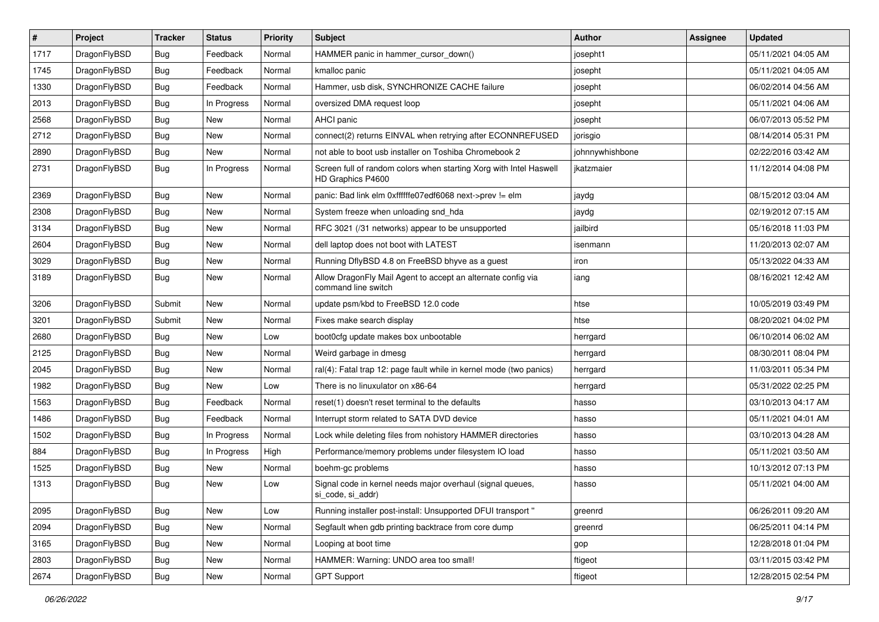| # | Project | Tracker | Status | Priority | Subject | Author | Assignee | Updated |
|---|---|---|---|---|---|---|---|---|
| 1717 | DragonFlyBSD | Bug | Feedback | Normal | HAMMER panic in hammer_cursor_down() | josepht1 | | 05/11/2021 04:05 AM |
| 1745 | DragonFlyBSD | Bug | Feedback | Normal | kmalloc panic | josepht | | 05/11/2021 04:05 AM |
| 1330 | DragonFlyBSD | Bug | Feedback | Normal | Hammer, usb disk, SYNCHRONIZE CACHE failure | josepht | | 06/02/2014 04:56 AM |
| 2013 | DragonFlyBSD | Bug | In Progress | Normal | oversized DMA request loop | josepht | | 05/11/2021 04:06 AM |
| 2568 | DragonFlyBSD | Bug | New | Normal | AHCI panic | josepht | | 06/07/2013 05:52 PM |
| 2712 | DragonFlyBSD | Bug | New | Normal | connect(2) returns EINVAL when retrying after ECONNREFUSED | jorisgio | | 08/14/2014 05:31 PM |
| 2890 | DragonFlyBSD | Bug | New | Normal | not able to boot usb installer on Toshiba Chromebook 2 | johnnywhishbone | | 02/22/2016 03:42 AM |
| 2731 | DragonFlyBSD | Bug | In Progress | Normal | Screen full of random colors when starting Xorg with Intel Haswell HD Graphics P4600 | jkatzmaier | | 11/12/2014 04:08 PM |
| 2369 | DragonFlyBSD | Bug | New | Normal | panic: Bad link elm 0xffffffe07edf6068 next->prev != elm | jaydg | | 08/15/2012 03:04 AM |
| 2308 | DragonFlyBSD | Bug | New | Normal | System freeze when unloading snd_hda | jaydg | | 02/19/2012 07:15 AM |
| 3134 | DragonFlyBSD | Bug | New | Normal | RFC 3021 (/31 networks) appear to be unsupported | jailbird | | 05/16/2018 11:03 PM |
| 2604 | DragonFlyBSD | Bug | New | Normal | dell laptop does not boot with LATEST | isenmann | | 11/20/2013 02:07 AM |
| 3029 | DragonFlyBSD | Bug | New | Normal | Running DflyBSD 4.8 on FreeBSD bhyve as a guest | iron | | 05/13/2022 04:33 AM |
| 3189 | DragonFlyBSD | Bug | New | Normal | Allow DragonFly Mail Agent to accept an alternate config via command line switch | iang | | 08/16/2021 12:42 AM |
| 3206 | DragonFlyBSD | Submit | New | Normal | update psm/kbd to FreeBSD 12.0 code | htse | | 10/05/2019 03:49 PM |
| 3201 | DragonFlyBSD | Submit | New | Normal | Fixes make search display | htse | | 08/20/2021 04:02 PM |
| 2680 | DragonFlyBSD | Bug | New | Low | boot0cfg update makes box unbootable | herrgard | | 06/10/2014 06:02 AM |
| 2125 | DragonFlyBSD | Bug | New | Normal | Weird garbage in dmesg | herrgard | | 08/30/2011 08:04 PM |
| 2045 | DragonFlyBSD | Bug | New | Normal | ral(4): Fatal trap 12: page fault while in kernel mode (two panics) | herrgard | | 11/03/2011 05:34 PM |
| 1982 | DragonFlyBSD | Bug | New | Low | There is no linuxulator on x86-64 | herrgard | | 05/31/2022 02:25 PM |
| 1563 | DragonFlyBSD | Bug | Feedback | Normal | reset(1) doesn't reset terminal to the defaults | hasso | | 03/10/2013 04:17 AM |
| 1486 | DragonFlyBSD | Bug | Feedback | Normal | Interrupt storm related to SATA DVD device | hasso | | 05/11/2021 04:01 AM |
| 1502 | DragonFlyBSD | Bug | In Progress | Normal | Lock while deleting files from nohistory HAMMER directories | hasso | | 03/10/2013 04:28 AM |
| 884 | DragonFlyBSD | Bug | In Progress | High | Performance/memory problems under filesystem IO load | hasso | | 05/11/2021 03:50 AM |
| 1525 | DragonFlyBSD | Bug | New | Normal | boehm-gc problems | hasso | | 10/13/2012 07:13 PM |
| 1313 | DragonFlyBSD | Bug | New | Low | Signal code in kernel needs major overhaul (signal queues, si_code, si_addr) | hasso | | 05/11/2021 04:00 AM |
| 2095 | DragonFlyBSD | Bug | New | Low | Running installer post-install: Unsupported DFUI transport " | greenrd | | 06/26/2011 09:20 AM |
| 2094 | DragonFlyBSD | Bug | New | Normal | Segfault when gdb printing backtrace from core dump | greenrd | | 06/25/2011 04:14 PM |
| 3165 | DragonFlyBSD | Bug | New | Normal | Looping at boot time | gop | | 12/28/2018 01:04 PM |
| 2803 | DragonFlyBSD | Bug | New | Normal | HAMMER: Warning: UNDO area too small! | ftigeot | | 03/11/2015 03:42 PM |
| 2674 | DragonFlyBSD | Bug | New | Normal | GPT Support | ftigeot | | 12/28/2015 02:54 PM |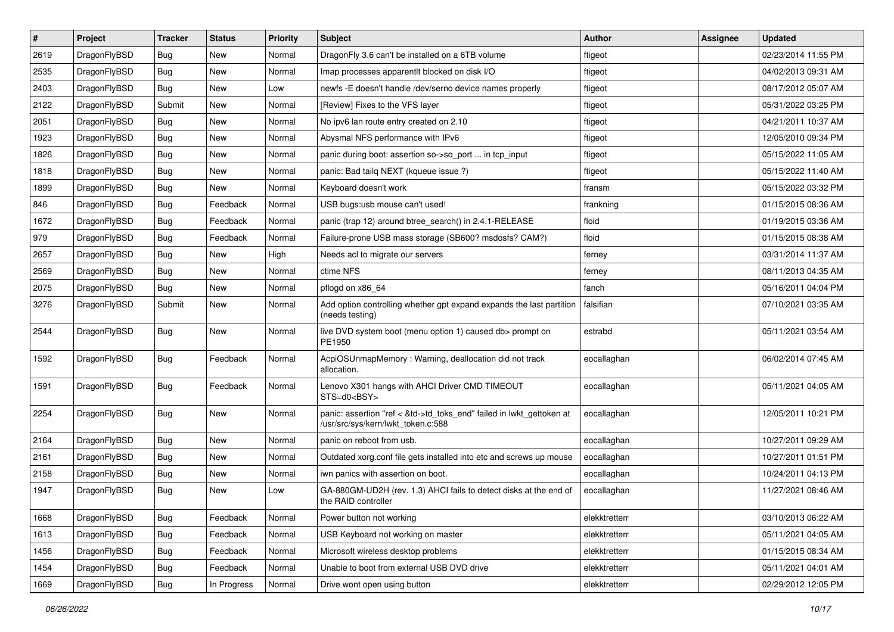| # | Project | Tracker | Status | Priority | Subject | Author | Assignee | Updated |
|---|---|---|---|---|---|---|---|---|
| 2619 | DragonFlyBSD | Bug | New | Normal | DragonFly 3.6 can't be installed on a 6TB volume | ftigeot | | 02/23/2014 11:55 PM |
| 2535 | DragonFlyBSD | Bug | New | Normal | Imap processes apparentlt blocked on disk I/O | ftigeot | | 04/02/2013 09:31 AM |
| 2403 | DragonFlyBSD | Bug | New | Low | newfs -E doesn't handle /dev/serno device names properly | ftigeot | | 08/17/2012 05:07 AM |
| 2122 | DragonFlyBSD | Submit | New | Normal | [Review] Fixes to the VFS layer | ftigeot | | 05/31/2022 03:25 PM |
| 2051 | DragonFlyBSD | Bug | New | Normal | No ipv6 lan route entry created on 2.10 | ftigeot | | 04/21/2011 10:37 AM |
| 1923 | DragonFlyBSD | Bug | New | Normal | Abysmal NFS performance with IPv6 | ftigeot | | 12/05/2010 09:34 PM |
| 1826 | DragonFlyBSD | Bug | New | Normal | panic during boot: assertion so->so_port ... in tcp_input | ftigeot | | 05/15/2022 11:05 AM |
| 1818 | DragonFlyBSD | Bug | New | Normal | panic: Bad tailq NEXT (kqueue issue ?) | ftigeot | | 05/15/2022 11:40 AM |
| 1899 | DragonFlyBSD | Bug | New | Normal | Keyboard doesn't work | fransm | | 05/15/2022 03:32 PM |
| 846 | DragonFlyBSD | Bug | Feedback | Normal | USB bugs:usb mouse can't used! | frankning | | 01/15/2015 08:36 AM |
| 1672 | DragonFlyBSD | Bug | Feedback | Normal | panic (trap 12) around btree_search() in 2.4.1-RELEASE | floid | | 01/19/2015 03:36 AM |
| 979 | DragonFlyBSD | Bug | Feedback | Normal | Failure-prone USB mass storage (SB600? msdosfs? CAM?) | floid | | 01/15/2015 08:38 AM |
| 2657 | DragonFlyBSD | Bug | New | High | Needs acl to migrate our servers | ferney | | 03/31/2014 11:37 AM |
| 2569 | DragonFlyBSD | Bug | New | Normal | ctime NFS | ferney | | 08/11/2013 04:35 AM |
| 2075 | DragonFlyBSD | Bug | New | Normal | pflogd on x86_64 | fanch | | 05/16/2011 04:04 PM |
| 3276 | DragonFlyBSD | Submit | New | Normal | Add option controlling whether gpt expand expands the last partition (needs testing) | falsifian | | 07/10/2021 03:35 AM |
| 2544 | DragonFlyBSD | Bug | New | Normal | live DVD system boot (menu option 1) caused db> prompt on PE1950 | estrabd | | 05/11/2021 03:54 AM |
| 1592 | DragonFlyBSD | Bug | Feedback | Normal | AcpiOSUnmapMemory : Warning, deallocation did not track allocation. | eocallaghan | | 06/02/2014 07:45 AM |
| 1591 | DragonFlyBSD | Bug | Feedback | Normal | Lenovo X301 hangs with AHCI Driver CMD TIMEOUT STS=d0<BSY> | eocallaghan | | 05/11/2021 04:05 AM |
| 2254 | DragonFlyBSD | Bug | New | Normal | panic: assertion "ref < &td->td_toks_end" failed in lwkt_gettoken at /usr/src/sys/kern/lwkt_token.c:588 | eocallaghan | | 12/05/2011 10:21 PM |
| 2164 | DragonFlyBSD | Bug | New | Normal | panic on reboot from usb. | eocallaghan | | 10/27/2011 09:29 AM |
| 2161 | DragonFlyBSD | Bug | New | Normal | Outdated xorg.conf file gets installed into etc and screws up mouse | eocallaghan | | 10/27/2011 01:51 PM |
| 2158 | DragonFlyBSD | Bug | New | Normal | iwn panics with assertion on boot. | eocallaghan | | 10/24/2011 04:13 PM |
| 1947 | DragonFlyBSD | Bug | New | Low | GA-880GM-UD2H (rev. 1.3) AHCI fails to detect disks at the end of the RAID controller | eocallaghan | | 11/27/2021 08:46 AM |
| 1668 | DragonFlyBSD | Bug | Feedback | Normal | Power button not working | elekktretterr | | 03/10/2013 06:22 AM |
| 1613 | DragonFlyBSD | Bug | Feedback | Normal | USB Keyboard not working on master | elekktretterr | | 05/11/2021 04:05 AM |
| 1456 | DragonFlyBSD | Bug | Feedback | Normal | Microsoft wireless desktop problems | elekktretterr | | 01/15/2015 08:34 AM |
| 1454 | DragonFlyBSD | Bug | Feedback | Normal | Unable to boot from external USB DVD drive | elekktretterr | | 05/11/2021 04:01 AM |
| 1669 | DragonFlyBSD | Bug | In Progress | Normal | Drive wont open using button | elekktretterr | | 02/29/2012 12:05 PM |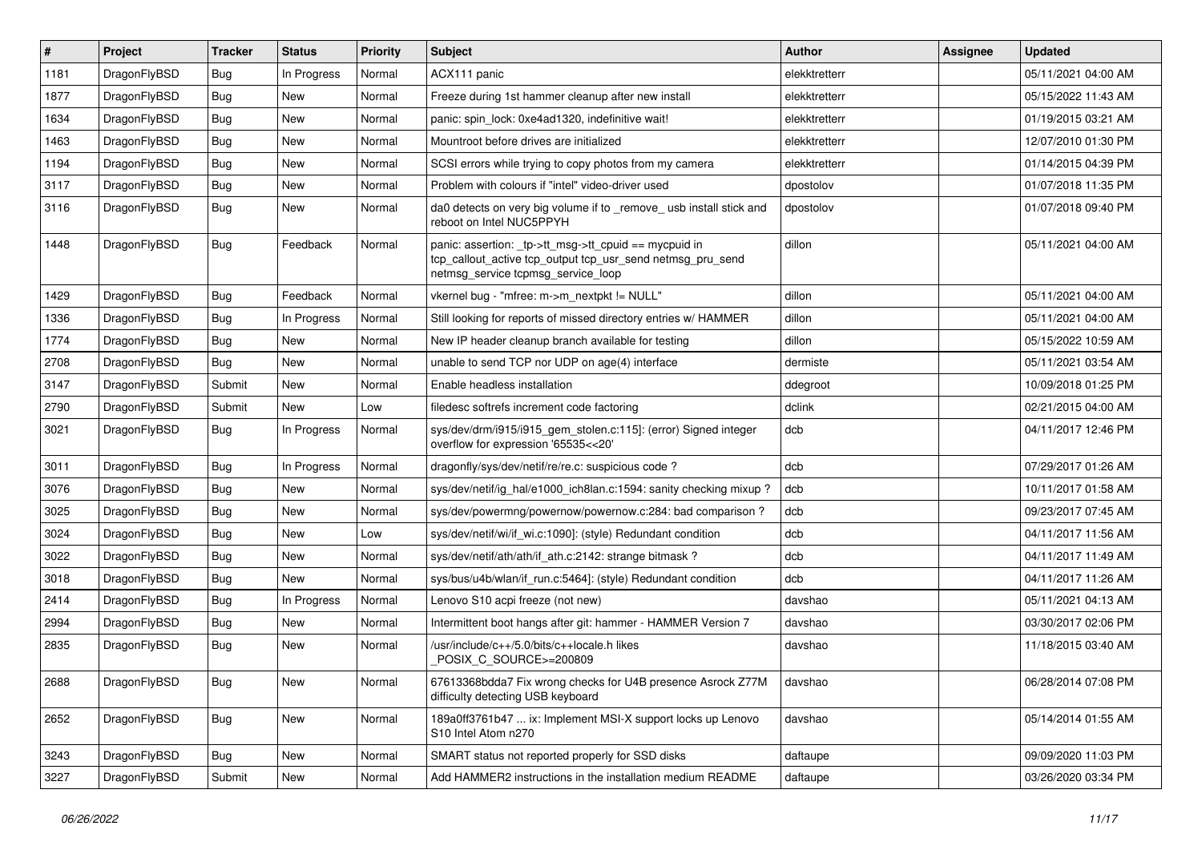| # | Project | Tracker | Status | Priority | Subject | Author | Assignee | Updated |
|---|---|---|---|---|---|---|---|---|
| 1181 | DragonFlyBSD | Bug | In Progress | Normal | ACX111 panic | elekktretterr | | 05/11/2021 04:00 AM |
| 1877 | DragonFlyBSD | Bug | New | Normal | Freeze during 1st hammer cleanup after new install | elekktretterr | | 05/15/2022 11:43 AM |
| 1634 | DragonFlyBSD | Bug | New | Normal | panic: spin_lock: 0xe4ad1320, indefinitive wait! | elekktretterr | | 01/19/2015 03:21 AM |
| 1463 | DragonFlyBSD | Bug | New | Normal | Mountroot before drives are initialized | elekktretterr | | 12/07/2010 01:30 PM |
| 1194 | DragonFlyBSD | Bug | New | Normal | SCSI errors while trying to copy photos from my camera | elekktretterr | | 01/14/2015 04:39 PM |
| 3117 | DragonFlyBSD | Bug | New | Normal | Problem with colours if "intel" video-driver used | dpostolov | | 01/07/2018 11:35 PM |
| 3116 | DragonFlyBSD | Bug | New | Normal | da0 detects on very big volume if to _remove_ usb install stick and reboot on Intel NUC5PPYH | dpostolov | | 01/07/2018 09:40 PM |
| 1448 | DragonFlyBSD | Bug | Feedback | Normal | panic: assertion: _tp->tt_msg->tt_cpuid == mycpuid in tcp_callout_active tcp_output tcp_usr_send netmsg_pru_send netmsg_service tcpmsg_service_loop | dillon | | 05/11/2021 04:00 AM |
| 1429 | DragonFlyBSD | Bug | Feedback | Normal | vkernel bug - "mfree: m->m_nextpkt != NULL" | dillon | | 05/11/2021 04:00 AM |
| 1336 | DragonFlyBSD | Bug | In Progress | Normal | Still looking for reports of missed directory entries w/ HAMMER | dillon | | 05/11/2021 04:00 AM |
| 1774 | DragonFlyBSD | Bug | New | Normal | New IP header cleanup branch available for testing | dillon | | 05/15/2022 10:59 AM |
| 2708 | DragonFlyBSD | Bug | New | Normal | unable to send TCP nor UDP on age(4) interface | dermiste | | 05/11/2021 03:54 AM |
| 3147 | DragonFlyBSD | Submit | New | Normal | Enable headless installation | ddegroot | | 10/09/2018 01:25 PM |
| 2790 | DragonFlyBSD | Submit | New | Low | filedesc softrefs increment code factoring | dclink | | 02/21/2015 04:00 AM |
| 3021 | DragonFlyBSD | Bug | In Progress | Normal | sys/dev/drm/i915/i915_gem_stolen.c:115]: (error) Signed integer overflow for expression '65535<<20' | dcb | | 04/11/2017 12:46 PM |
| 3011 | DragonFlyBSD | Bug | In Progress | Normal | dragonfly/sys/dev/netif/re/re.c: suspicious code ? | dcb | | 07/29/2017 01:26 AM |
| 3076 | DragonFlyBSD | Bug | New | Normal | sys/dev/netif/ig_hal/e1000_ich8lan.c:1594: sanity checking mixup ? | dcb | | 10/11/2017 01:58 AM |
| 3025 | DragonFlyBSD | Bug | New | Normal | sys/dev/powermng/powernow/powernow.c:284: bad comparison ? | dcb | | 09/23/2017 07:45 AM |
| 3024 | DragonFlyBSD | Bug | New | Low | sys/dev/netif/wi/if_wi.c:1090]: (style) Redundant condition | dcb | | 04/11/2017 11:56 AM |
| 3022 | DragonFlyBSD | Bug | New | Normal | sys/dev/netif/ath/ath/if_ath.c:2142: strange bitmask ? | dcb | | 04/11/2017 11:49 AM |
| 3018 | DragonFlyBSD | Bug | New | Normal | sys/bus/u4b/wlan/if_run.c:5464]: (style) Redundant condition | dcb | | 04/11/2017 11:26 AM |
| 2414 | DragonFlyBSD | Bug | In Progress | Normal | Lenovo S10 acpi freeze (not new) | davshao | | 05/11/2021 04:13 AM |
| 2994 | DragonFlyBSD | Bug | New | Normal | Intermittent boot hangs after git: hammer - HAMMER Version 7 | davshao | | 03/30/2017 02:06 PM |
| 2835 | DragonFlyBSD | Bug | New | Normal | /usr/include/c++/5.0/bits/c++locale.h likes _POSIX_C_SOURCE>=200809 | davshao | | 11/18/2015 03:40 AM |
| 2688 | DragonFlyBSD | Bug | New | Normal | 67613368bdda7 Fix wrong checks for U4B presence Asrock Z77M difficulty detecting USB keyboard | davshao | | 06/28/2014 07:08 PM |
| 2652 | DragonFlyBSD | Bug | New | Normal | 189a0ff3761b47 ... ix: Implement MSI-X support locks up Lenovo S10 Intel Atom n270 | davshao | | 05/14/2014 01:55 AM |
| 3243 | DragonFlyBSD | Bug | New | Normal | SMART status not reported properly for SSD disks | daftaupe | | 09/09/2020 11:03 PM |
| 3227 | DragonFlyBSD | Submit | New | Normal | Add HAMMER2 instructions in the installation medium README | daftaupe | | 03/26/2020 03:34 PM |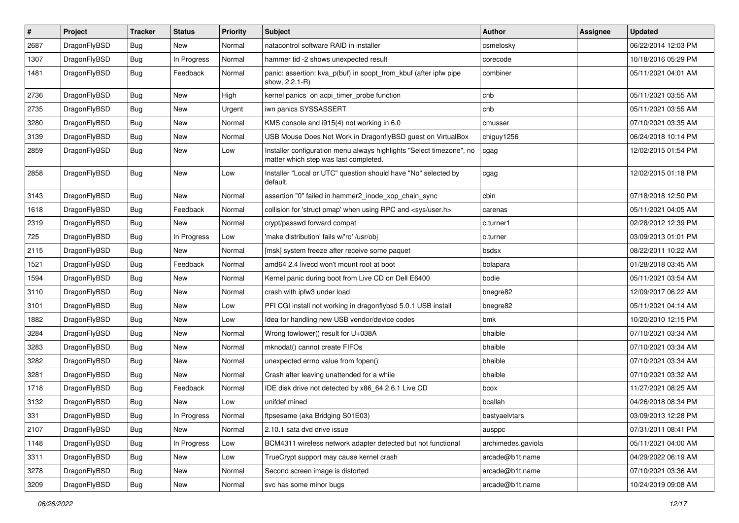| # | Project | Tracker | Status | Priority | Subject | Author | Assignee | Updated |
|---|---|---|---|---|---|---|---|---|
| 2687 | DragonFlyBSD | Bug | New | Normal | natacontrol software RAID in installer | csmelosky | | 06/22/2014 12:03 PM |
| 1307 | DragonFlyBSD | Bug | In Progress | Normal | hammer tid -2 shows unexpected result | corecode | | 10/18/2016 05:29 PM |
| 1481 | DragonFlyBSD | Bug | Feedback | Normal | panic: assertion: kva_p(buf) in soopt_from_kbuf (after ipfw pipe show, 2.2.1-R) | combiner | | 05/11/2021 04:01 AM |
| 2736 | DragonFlyBSD | Bug | New | High | kernel panics on acpi_timer_probe function | cnb | | 05/11/2021 03:55 AM |
| 2735 | DragonFlyBSD | Bug | New | Urgent | iwn panics SYSSASSERT | cnb | | 05/11/2021 03:55 AM |
| 3280 | DragonFlyBSD | Bug | New | Normal | KMS console and i915(4) not working in 6.0 | cmusser | | 07/10/2021 03:35 AM |
| 3139 | DragonFlyBSD | Bug | New | Normal | USB Mouse Does Not Work in DragonflyBSD guest on VirtualBox | chiguy1256 | | 06/24/2018 10:14 PM |
| 2859 | DragonFlyBSD | Bug | New | Low | Installer configuration menu always highlights "Select timezone", no matter which step was last completed. | cgag | | 12/02/2015 01:54 PM |
| 2858 | DragonFlyBSD | Bug | New | Low | Installer "Local or UTC" question should have "No" selected by default. | cgag | | 12/02/2015 01:18 PM |
| 3143 | DragonFlyBSD | Bug | New | Normal | assertion "0" failed in hammer2_inode_xop_chain_sync | cbin | | 07/18/2018 12:50 PM |
| 1618 | DragonFlyBSD | Bug | Feedback | Normal | collision for 'struct pmap' when using RPC and <sys/user.h> | carenas | | 05/11/2021 04:05 AM |
| 2319 | DragonFlyBSD | Bug | New | Normal | crypt/passwd forward compat | c.turner1 | | 02/28/2012 12:39 PM |
| 725 | DragonFlyBSD | Bug | In Progress | Low | 'make distribution' fails w/'ro' /usr/obj | c.turner | | 03/09/2013 01:01 PM |
| 2115 | DragonFlyBSD | Bug | New | Normal | [msk] system freeze after receive some paquet | bsdsx | | 08/22/2011 10:22 AM |
| 1521 | DragonFlyBSD | Bug | Feedback | Normal | amd64 2.4 livecd won't mount root at boot | bolapara | | 01/28/2018 03:45 AM |
| 1594 | DragonFlyBSD | Bug | New | Normal | Kernel panic during boot from Live CD on Dell E6400 | bodie | | 05/11/2021 03:54 AM |
| 3110 | DragonFlyBSD | Bug | New | Normal | crash with ipfw3 under load | bnegre82 | | 12/09/2017 06:22 AM |
| 3101 | DragonFlyBSD | Bug | New | Low | PFI CGI install not working in dragonflybsd 5.0.1 USB install | bnegre82 | | 05/11/2021 04:14 AM |
| 1882 | DragonFlyBSD | Bug | New | Low | Idea for handling new USB vendor/device codes | bmk | | 10/20/2010 12:15 PM |
| 3284 | DragonFlyBSD | Bug | New | Normal | Wrong towlower() result for U+038A | bhaible | | 07/10/2021 03:34 AM |
| 3283 | DragonFlyBSD | Bug | New | Normal | mknodat() cannot create FIFOs | bhaible | | 07/10/2021 03:34 AM |
| 3282 | DragonFlyBSD | Bug | New | Normal | unexpected errno value from fopen() | bhaible | | 07/10/2021 03:34 AM |
| 3281 | DragonFlyBSD | Bug | New | Normal | Crash after leaving unattended for a while | bhaible | | 07/10/2021 03:32 AM |
| 1718 | DragonFlyBSD | Bug | Feedback | Normal | IDE disk drive not detected by x86_64 2.6.1 Live CD | bcox | | 11/27/2021 08:25 AM |
| 3132 | DragonFlyBSD | Bug | New | Low | unifdef mined | bcallah | | 04/26/2018 08:34 PM |
| 331 | DragonFlyBSD | Bug | In Progress | Normal | ftpsesame (aka Bridging S01E03) | bastyaelvtars | | 03/09/2013 12:28 PM |
| 2107 | DragonFlyBSD | Bug | New | Normal | 2.10.1 sata dvd drive issue | ausppc | | 07/31/2011 08:41 PM |
| 1148 | DragonFlyBSD | Bug | In Progress | Low | BCM4311 wireless network adapter detected but not functional | archimedes.gaviola | | 05/11/2021 04:00 AM |
| 3311 | DragonFlyBSD | Bug | New | Low | TrueCrypt support may cause kernel crash | arcade@b1t.name | | 04/29/2022 06:19 AM |
| 3278 | DragonFlyBSD | Bug | New | Normal | Second screen image is distorted | arcade@b1t.name | | 07/10/2021 03:36 AM |
| 3209 | DragonFlyBSD | Bug | New | Normal | svc has some minor bugs | arcade@b1t.name | | 10/24/2019 09:08 AM |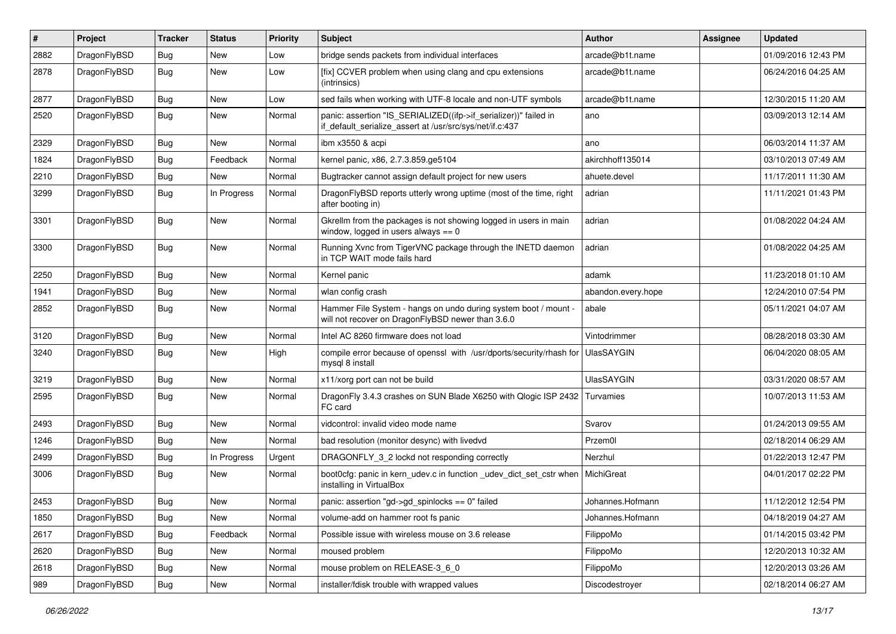| # | Project | Tracker | Status | Priority | Subject | Author | Assignee | Updated |
|---|---|---|---|---|---|---|---|---|
| 2882 | DragonFlyBSD | Bug | New | Low | bridge sends packets from individual interfaces | arcade@b1t.name | | 01/09/2016 12:43 PM |
| 2878 | DragonFlyBSD | Bug | New | Low | [fix] CCVER problem when using clang and cpu extensions (intrinsics) | arcade@b1t.name | | 06/24/2016 04:25 AM |
| 2877 | DragonFlyBSD | Bug | New | Low | sed fails when working with UTF-8 locale and non-UTF symbols | arcade@b1t.name | | 12/30/2015 11:20 AM |
| 2520 | DragonFlyBSD | Bug | New | Normal | panic: assertion "IS_SERIALIZED((ifp->if_serializer))" failed in if_default_serialize_assert at /usr/src/sys/net/if.c:437 | ano | | 03/09/2013 12:14 AM |
| 2329 | DragonFlyBSD | Bug | New | Normal | ibm x3550 & acpi | ano | | 06/03/2014 11:37 AM |
| 1824 | DragonFlyBSD | Bug | Feedback | Normal | kernel panic, x86, 2.7.3.859.ge5104 | akirchhoff135014 | | 03/10/2013 07:49 AM |
| 2210 | DragonFlyBSD | Bug | New | Normal | Bugtracker cannot assign default project for new users | ahuete.devel | | 11/17/2011 11:30 AM |
| 3299 | DragonFlyBSD | Bug | In Progress | Normal | DragonFlyBSD reports utterly wrong uptime (most of the time, right after booting in) | adrian | | 11/11/2021 01:43 PM |
| 3301 | DragonFlyBSD | Bug | New | Normal | Gkrellm from the packages is not showing logged in users in main window, logged in users always == 0 | adrian | | 01/08/2022 04:24 AM |
| 3300 | DragonFlyBSD | Bug | New | Normal | Running Xvnc from TigerVNC package through the INETD daemon in TCP WAIT mode fails hard | adrian | | 01/08/2022 04:25 AM |
| 2250 | DragonFlyBSD | Bug | New | Normal | Kernel panic | adamk | | 11/23/2018 01:10 AM |
| 1941 | DragonFlyBSD | Bug | New | Normal | wlan config crash | abandon.every.hope | | 12/24/2010 07:54 PM |
| 2852 | DragonFlyBSD | Bug | New | Normal | Hammer File System - hangs on undo during system boot / mount - will not recover on DragonFlyBSD newer than 3.6.0 | abale | | 05/11/2021 04:07 AM |
| 3120 | DragonFlyBSD | Bug | New | Normal | Intel AC 8260 firmware does not load | Vintodrimmer | | 08/28/2018 03:30 AM |
| 3240 | DragonFlyBSD | Bug | New | High | compile error because of openssl with /usr/dports/security/rhash for mysql 8 install | UlasSAYGIN | | 06/04/2020 08:05 AM |
| 3219 | DragonFlyBSD | Bug | New | Normal | x11/xorg port can not be build | UlasSAYGIN | | 03/31/2020 08:57 AM |
| 2595 | DragonFlyBSD | Bug | New | Normal | DragonFly 3.4.3 crashes on SUN Blade X6250 with Qlogic ISP 2432 FC card | Turvamies | | 10/07/2013 11:53 AM |
| 2493 | DragonFlyBSD | Bug | New | Normal | vidcontrol: invalid video mode name | Svarov | | 01/24/2013 09:55 AM |
| 1246 | DragonFlyBSD | Bug | New | Normal | bad resolution (monitor desync) with livedvd | Przem0l | | 02/18/2014 06:29 AM |
| 2499 | DragonFlyBSD | Bug | In Progress | Urgent | DRAGONFLY_3_2 lockd not responding correctly | Nerzhul | | 01/22/2013 12:47 PM |
| 3006 | DragonFlyBSD | Bug | New | Normal | boot0cfg: panic in kern_udev.c in function _udev_dict_set_cstr when installing in VirtualBox | MichiGreat | | 04/01/2017 02:22 PM |
| 2453 | DragonFlyBSD | Bug | New | Normal | panic: assertion "gd->gd_spinlocks == 0" failed | Johannes.Hofmann | | 11/12/2012 12:54 PM |
| 1850 | DragonFlyBSD | Bug | New | Normal | volume-add on hammer root fs panic | Johannes.Hofmann | | 04/18/2019 04:27 AM |
| 2617 | DragonFlyBSD | Bug | Feedback | Normal | Possible issue with wireless mouse on 3.6 release | FilippoMo | | 01/14/2015 03:42 PM |
| 2620 | DragonFlyBSD | Bug | New | Normal | moused problem | FilippoMo | | 12/20/2013 10:32 AM |
| 2618 | DragonFlyBSD | Bug | New | Normal | mouse problem on RELEASE-3_6_0 | FilippoMo | | 12/20/2013 03:26 AM |
| 989 | DragonFlyBSD | Bug | New | Normal | installer/fdisk trouble with wrapped values | Discodestroyer | | 02/18/2014 06:27 AM |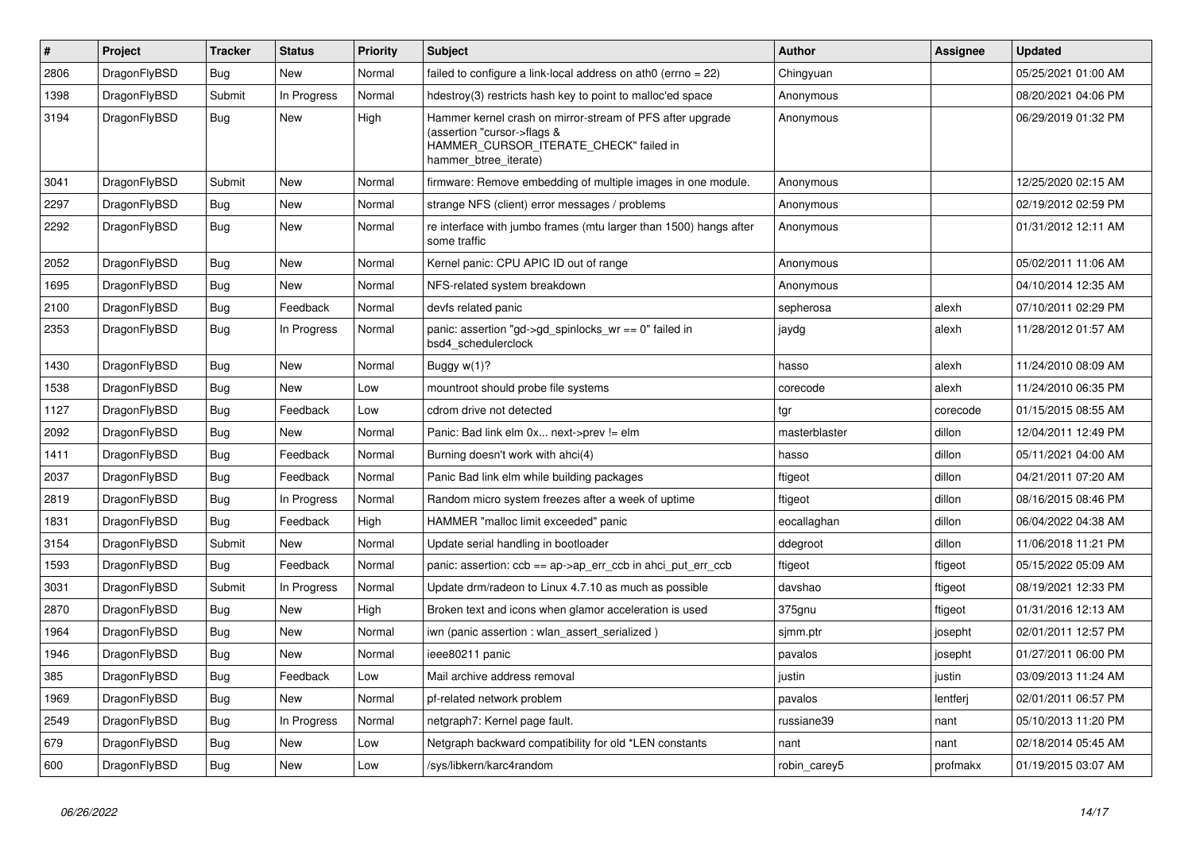| # | Project | Tracker | Status | Priority | Subject | Author | Assignee | Updated |
|---|---|---|---|---|---|---|---|---|
| 2806 | DragonFlyBSD | Bug | New | Normal | failed to configure a link-local address on ath0 (errno = 22) | Chingyuan | | 05/25/2021 01:00 AM |
| 1398 | DragonFlyBSD | Submit | In Progress | Normal | hdestroy(3) restricts hash key to point to malloc'ed space | Anonymous | | 08/20/2021 04:06 PM |
| 3194 | DragonFlyBSD | Bug | New | High | Hammer kernel crash on mirror-stream of PFS after upgrade (assertion "cursor->flags & HAMMER_CURSOR_ITERATE_CHECK" failed in hammer_btree_iterate) | Anonymous | | 06/29/2019 01:32 PM |
| 3041 | DragonFlyBSD | Submit | New | Normal | firmware: Remove embedding of multiple images in one module. | Anonymous | | 12/25/2020 02:15 AM |
| 2297 | DragonFlyBSD | Bug | New | Normal | strange NFS (client) error messages / problems | Anonymous | | 02/19/2012 02:59 PM |
| 2292 | DragonFlyBSD | Bug | New | Normal | re interface with jumbo frames (mtu larger than 1500) hangs after some traffic | Anonymous | | 01/31/2012 12:11 AM |
| 2052 | DragonFlyBSD | Bug | New | Normal | Kernel panic: CPU APIC ID out of range | Anonymous | | 05/02/2011 11:06 AM |
| 1695 | DragonFlyBSD | Bug | New | Normal | NFS-related system breakdown | Anonymous | | 04/10/2014 12:35 AM |
| 2100 | DragonFlyBSD | Bug | Feedback | Normal | devfs related panic | sepherosa | alexh | 07/10/2011 02:29 PM |
| 2353 | DragonFlyBSD | Bug | In Progress | Normal | panic: assertion "gd->gd_spinlocks_wr == 0" failed in bsd4_schedulerclock | jaydg | alexh | 11/28/2012 01:57 AM |
| 1430 | DragonFlyBSD | Bug | New | Normal | Buggy w(1)? | hasso | alexh | 11/24/2010 08:09 AM |
| 1538 | DragonFlyBSD | Bug | New | Low | mountroot should probe file systems | corecode | alexh | 11/24/2010 06:35 PM |
| 1127 | DragonFlyBSD | Bug | Feedback | Low | cdrom drive not detected | tgr | corecode | 01/15/2015 08:55 AM |
| 2092 | DragonFlyBSD | Bug | New | Normal | Panic: Bad link elm 0x... next->prev != elm | masterblaster | dillon | 12/04/2011 12:49 PM |
| 1411 | DragonFlyBSD | Bug | Feedback | Normal | Burning doesn't work with ahci(4) | hasso | dillon | 05/11/2021 04:00 AM |
| 2037 | DragonFlyBSD | Bug | Feedback | Normal | Panic Bad link elm while building packages | ftigeot | dillon | 04/21/2011 07:20 AM |
| 2819 | DragonFlyBSD | Bug | In Progress | Normal | Random micro system freezes after a week of uptime | ftigeot | dillon | 08/16/2015 08:46 PM |
| 1831 | DragonFlyBSD | Bug | Feedback | High | HAMMER "malloc limit exceeded" panic | eocallaghan | dillon | 06/04/2022 04:38 AM |
| 3154 | DragonFlyBSD | Submit | New | Normal | Update serial handling in bootloader | ddegroot | dillon | 11/06/2018 11:21 PM |
| 1593 | DragonFlyBSD | Bug | Feedback | Normal | panic: assertion: ccb == ap->ap_err_ccb in ahci_put_err_ccb | ftigeot | ftigeot | 05/15/2022 05:09 AM |
| 3031 | DragonFlyBSD | Submit | In Progress | Normal | Update drm/radeon to Linux 4.7.10 as much as possible | davshao | ftigeot | 08/19/2021 12:33 PM |
| 2870 | DragonFlyBSD | Bug | New | High | Broken text and icons when glamor acceleration is used | 375gnu | ftigeot | 01/31/2016 12:13 AM |
| 1964 | DragonFlyBSD | Bug | New | Normal | iwn (panic assertion : wlan_assert_serialized ) | sjmm.ptr | josepht | 02/01/2011 12:57 PM |
| 1946 | DragonFlyBSD | Bug | New | Normal | ieee80211 panic | pavalos | josepht | 01/27/2011 06:00 PM |
| 385 | DragonFlyBSD | Bug | Feedback | Low | Mail archive address removal | justin | justin | 03/09/2013 11:24 AM |
| 1969 | DragonFlyBSD | Bug | New | Normal | pf-related network problem | pavalos | lentferj | 02/01/2011 06:57 PM |
| 2549 | DragonFlyBSD | Bug | In Progress | Normal | netgraph7: Kernel page fault. | russiane39 | nant | 05/10/2013 11:20 PM |
| 679 | DragonFlyBSD | Bug | New | Low | Netgraph backward compatibility for old *LEN constants | nant | nant | 02/18/2014 05:45 AM |
| 600 | DragonFlyBSD | Bug | New | Low | /sys/libkern/karc4random | robin_carey5 | profmakx | 01/19/2015 03:07 AM |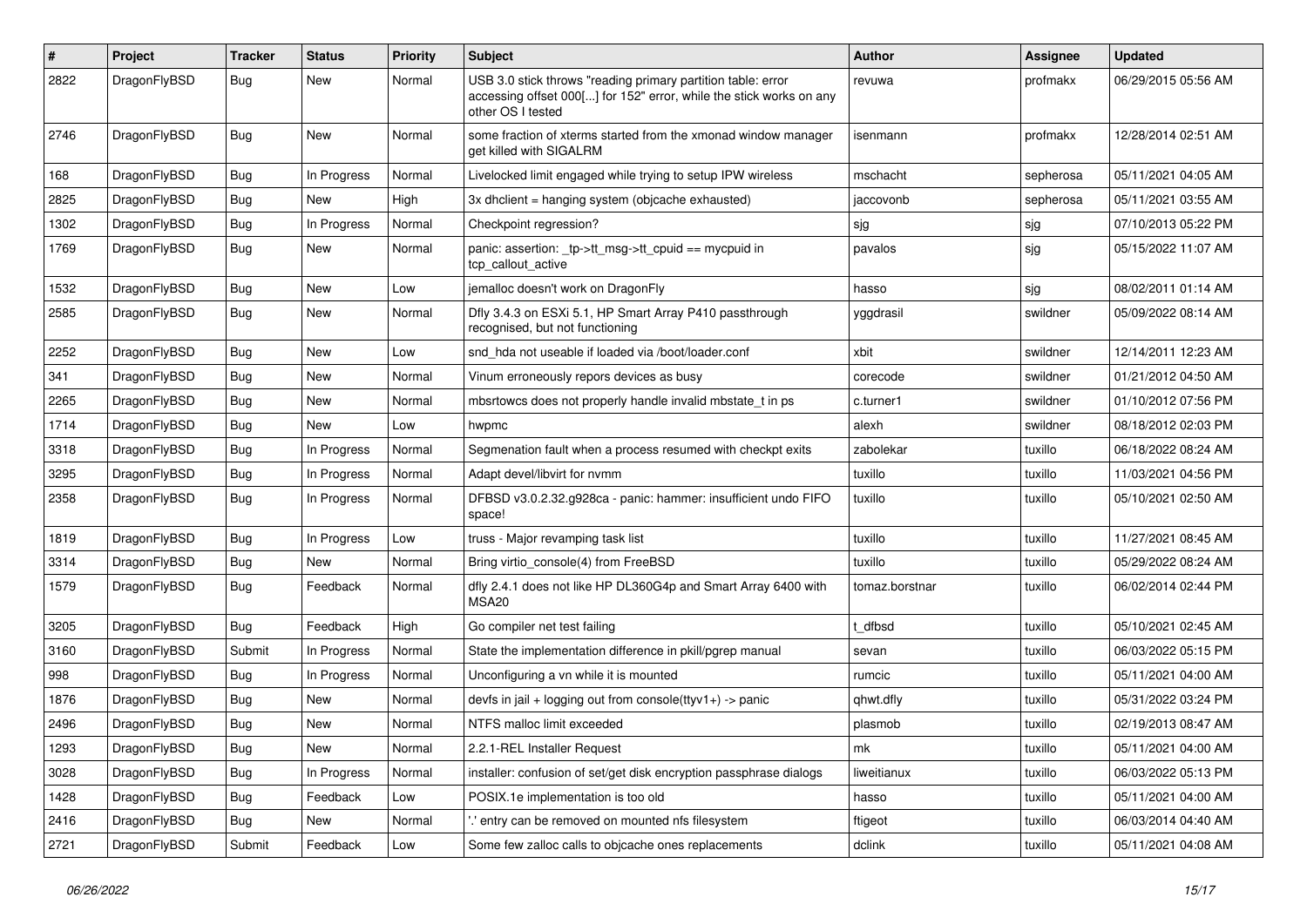| # | Project | Tracker | Status | Priority | Subject | Author | Assignee | Updated |
|---|---|---|---|---|---|---|---|---|
| 2822 | DragonFlyBSD | Bug | New | Normal | USB 3.0 stick throws "reading primary partition table: error accessing offset 000[...] for 152" error, while the stick works on any other OS I tested | revuwa | profmakx | 06/29/2015 05:56 AM |
| 2746 | DragonFlyBSD | Bug | New | Normal | some fraction of xterms started from the xmonad window manager get killed with SIGALRM | isenmann | profmakx | 12/28/2014 02:51 AM |
| 168 | DragonFlyBSD | Bug | In Progress | Normal | Livelocked limit engaged while trying to setup IPW wireless | mschacht | sepherosa | 05/11/2021 04:05 AM |
| 2825 | DragonFlyBSD | Bug | New | High | 3x dhclient = hanging system (objcache exhausted) | jaccovonb | sepherosa | 05/11/2021 03:55 AM |
| 1302 | DragonFlyBSD | Bug | In Progress | Normal | Checkpoint regression? | sjg | sjg | 07/10/2013 05:22 PM |
| 1769 | DragonFlyBSD | Bug | New | Normal | panic: assertion: _tp->tt_msg->tt_cpuid == mycpuid in tcp_callout_active | pavalos | sjg | 05/15/2022 11:07 AM |
| 1532 | DragonFlyBSD | Bug | New | Low | jemalloc doesn't work on DragonFly | hasso | sjg | 08/02/2011 01:14 AM |
| 2585 | DragonFlyBSD | Bug | New | Normal | Dfly 3.4.3 on ESXi 5.1, HP Smart Array P410 passthrough recognised, but not functioning | yggdrasil | swildner | 05/09/2022 08:14 AM |
| 2252 | DragonFlyBSD | Bug | New | Low | snd_hda not useable if loaded via /boot/loader.conf | xbit | swildner | 12/14/2011 12:23 AM |
| 341 | DragonFlyBSD | Bug | New | Normal | Vinum erroneously repors devices as busy | corecode | swildner | 01/21/2012 04:50 AM |
| 2265 | DragonFlyBSD | Bug | New | Normal | mbsrtowcs does not properly handle invalid mbstate_t in ps | c.turner1 | swildner | 01/10/2012 07:56 PM |
| 1714 | DragonFlyBSD | Bug | New | Low | hwpmc | alexh | swildner | 08/18/2012 02:03 PM |
| 3318 | DragonFlyBSD | Bug | In Progress | Normal | Segmenation fault when a process resumed with checkpt exits | zabolekar | tuxillo | 06/18/2022 08:24 AM |
| 3295 | DragonFlyBSD | Bug | In Progress | Normal | Adapt devel/libvirt for nvmm | tuxillo | tuxillo | 11/03/2021 04:56 PM |
| 2358 | DragonFlyBSD | Bug | In Progress | Normal | DFBSD v3.0.2.32.g928ca - panic: hammer: insufficient undo FIFO space! | tuxillo | tuxillo | 05/10/2021 02:50 AM |
| 1819 | DragonFlyBSD | Bug | In Progress | Low | truss - Major revamping task list | tuxillo | tuxillo | 11/27/2021 08:45 AM |
| 3314 | DragonFlyBSD | Bug | New | Normal | Bring virtio_console(4) from FreeBSD | tuxillo | tuxillo | 05/29/2022 08:24 AM |
| 1579 | DragonFlyBSD | Bug | Feedback | Normal | dfly 2.4.1 does not like HP DL360G4p and Smart Array 6400 with MSA20 | tomaz.borstnar | tuxillo | 06/02/2014 02:44 PM |
| 3205 | DragonFlyBSD | Bug | Feedback | High | Go compiler net test failing | t_dfbsd | tuxillo | 05/10/2021 02:45 AM |
| 3160 | DragonFlyBSD | Submit | In Progress | Normal | State the implementation difference in pkill/pgrep manual | sevan | tuxillo | 06/03/2022 05:15 PM |
| 998 | DragonFlyBSD | Bug | In Progress | Normal | Unconfiguring a vn while it is mounted | rumcic | tuxillo | 05/11/2021 04:00 AM |
| 1876 | DragonFlyBSD | Bug | New | Normal | devfs in jail + logging out from console(ttyv1+) -> panic | qhwt.dfly | tuxillo | 05/31/2022 03:24 PM |
| 2496 | DragonFlyBSD | Bug | New | Normal | NTFS malloc limit exceeded | plasmob | tuxillo | 02/19/2013 08:47 AM |
| 1293 | DragonFlyBSD | Bug | New | Normal | 2.2.1-REL Installer Request | mk | tuxillo | 05/11/2021 04:00 AM |
| 3028 | DragonFlyBSD | Bug | In Progress | Normal | installer: confusion of set/get disk encryption passphrase dialogs | liweitianux | tuxillo | 06/03/2022 05:13 PM |
| 1428 | DragonFlyBSD | Bug | Feedback | Low | POSIX.1e implementation is too old | hasso | tuxillo | 05/11/2021 04:00 AM |
| 2416 | DragonFlyBSD | Bug | New | Normal | '.' entry can be removed on mounted nfs filesystem | ftigeot | tuxillo | 06/03/2014 04:40 AM |
| 2721 | DragonFlyBSD | Submit | Feedback | Low | Some few zalloc calls to objcache ones replacements | dclink | tuxillo | 05/11/2021 04:08 AM |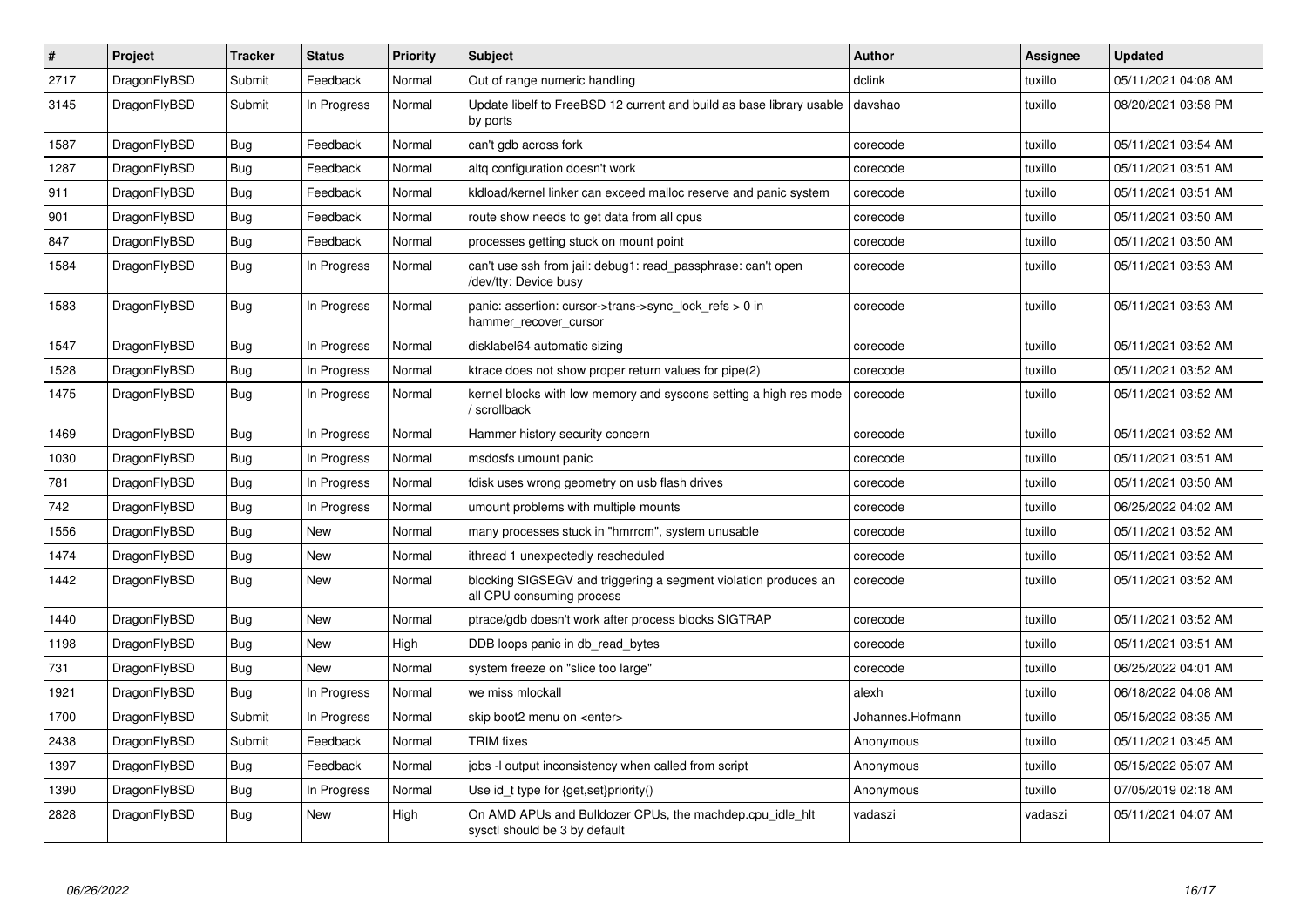| # | Project | Tracker | Status | Priority | Subject | Author | Assignee | Updated |
|---|---|---|---|---|---|---|---|---|
| 2717 | DragonFlyBSD | Submit | Feedback | Normal | Out of range numeric handling | dclink | tuxillo | 05/11/2021 04:08 AM |
| 3145 | DragonFlyBSD | Submit | In Progress | Normal | Update libelf to FreeBSD 12 current and build as base library usable by ports | davshao | tuxillo | 08/20/2021 03:58 PM |
| 1587 | DragonFlyBSD | Bug | Feedback | Normal | can't gdb across fork | corecode | tuxillo | 05/11/2021 03:54 AM |
| 1287 | DragonFlyBSD | Bug | Feedback | Normal | altq configuration doesn't work | corecode | tuxillo | 05/11/2021 03:51 AM |
| 911 | DragonFlyBSD | Bug | Feedback | Normal | kldload/kernel linker can exceed malloc reserve and panic system | corecode | tuxillo | 05/11/2021 03:51 AM |
| 901 | DragonFlyBSD | Bug | Feedback | Normal | route show needs to get data from all cpus | corecode | tuxillo | 05/11/2021 03:50 AM |
| 847 | DragonFlyBSD | Bug | Feedback | Normal | processes getting stuck on mount point | corecode | tuxillo | 05/11/2021 03:50 AM |
| 1584 | DragonFlyBSD | Bug | In Progress | Normal | can't use ssh from jail: debug1: read_passphrase: can't open /dev/tty: Device busy | corecode | tuxillo | 05/11/2021 03:53 AM |
| 1583 | DragonFlyBSD | Bug | In Progress | Normal | panic: assertion: cursor->trans->sync_lock_refs > 0 in hammer_recover_cursor | corecode | tuxillo | 05/11/2021 03:53 AM |
| 1547 | DragonFlyBSD | Bug | In Progress | Normal | disklabel64 automatic sizing | corecode | tuxillo | 05/11/2021 03:52 AM |
| 1528 | DragonFlyBSD | Bug | In Progress | Normal | ktrace does not show proper return values for pipe(2) | corecode | tuxillo | 05/11/2021 03:52 AM |
| 1475 | DragonFlyBSD | Bug | In Progress | Normal | kernel blocks with low memory and syscons setting a high res mode / scrollback | corecode | tuxillo | 05/11/2021 03:52 AM |
| 1469 | DragonFlyBSD | Bug | In Progress | Normal | Hammer history security concern | corecode | tuxillo | 05/11/2021 03:52 AM |
| 1030 | DragonFlyBSD | Bug | In Progress | Normal | msdosfs umount panic | corecode | tuxillo | 05/11/2021 03:51 AM |
| 781 | DragonFlyBSD | Bug | In Progress | Normal | fdisk uses wrong geometry on usb flash drives | corecode | tuxillo | 05/11/2021 03:50 AM |
| 742 | DragonFlyBSD | Bug | In Progress | Normal | umount problems with multiple mounts | corecode | tuxillo | 06/25/2022 04:02 AM |
| 1556 | DragonFlyBSD | Bug | New | Normal | many processes stuck in "hmrrcm", system unusable | corecode | tuxillo | 05/11/2021 03:52 AM |
| 1474 | DragonFlyBSD | Bug | New | Normal | ithread 1 unexpectedly rescheduled | corecode | tuxillo | 05/11/2021 03:52 AM |
| 1442 | DragonFlyBSD | Bug | New | Normal | blocking SIGSEGV and triggering a segment violation produces an all CPU consuming process | corecode | tuxillo | 05/11/2021 03:52 AM |
| 1440 | DragonFlyBSD | Bug | New | Normal | ptrace/gdb doesn't work after process blocks SIGTRAP | corecode | tuxillo | 05/11/2021 03:52 AM |
| 1198 | DragonFlyBSD | Bug | New | High | DDB loops panic in db_read_bytes | corecode | tuxillo | 05/11/2021 03:51 AM |
| 731 | DragonFlyBSD | Bug | New | Normal | system freeze on "slice too large" | corecode | tuxillo | 06/25/2022 04:01 AM |
| 1921 | DragonFlyBSD | Bug | In Progress | Normal | we miss mlockall | alexh | tuxillo | 06/18/2022 04:08 AM |
| 1700 | DragonFlyBSD | Submit | In Progress | Normal | skip boot2 menu on <enter> | Johannes.Hofmann | tuxillo | 05/15/2022 08:35 AM |
| 2438 | DragonFlyBSD | Submit | Feedback | Normal | TRIM fixes | Anonymous | tuxillo | 05/11/2021 03:45 AM |
| 1397 | DragonFlyBSD | Bug | Feedback | Normal | jobs -l output inconsistency when called from script | Anonymous | tuxillo | 05/15/2022 05:07 AM |
| 1390 | DragonFlyBSD | Bug | In Progress | Normal | Use id_t type for {get,set}priority() | Anonymous | tuxillo | 07/05/2019 02:18 AM |
| 2828 | DragonFlyBSD | Bug | New | High | On AMD APUs and Bulldozer CPUs, the machdep.cpu_idle_hlt sysctl should be 3 by default | vadaszi | vadaszi | 05/11/2021 04:07 AM |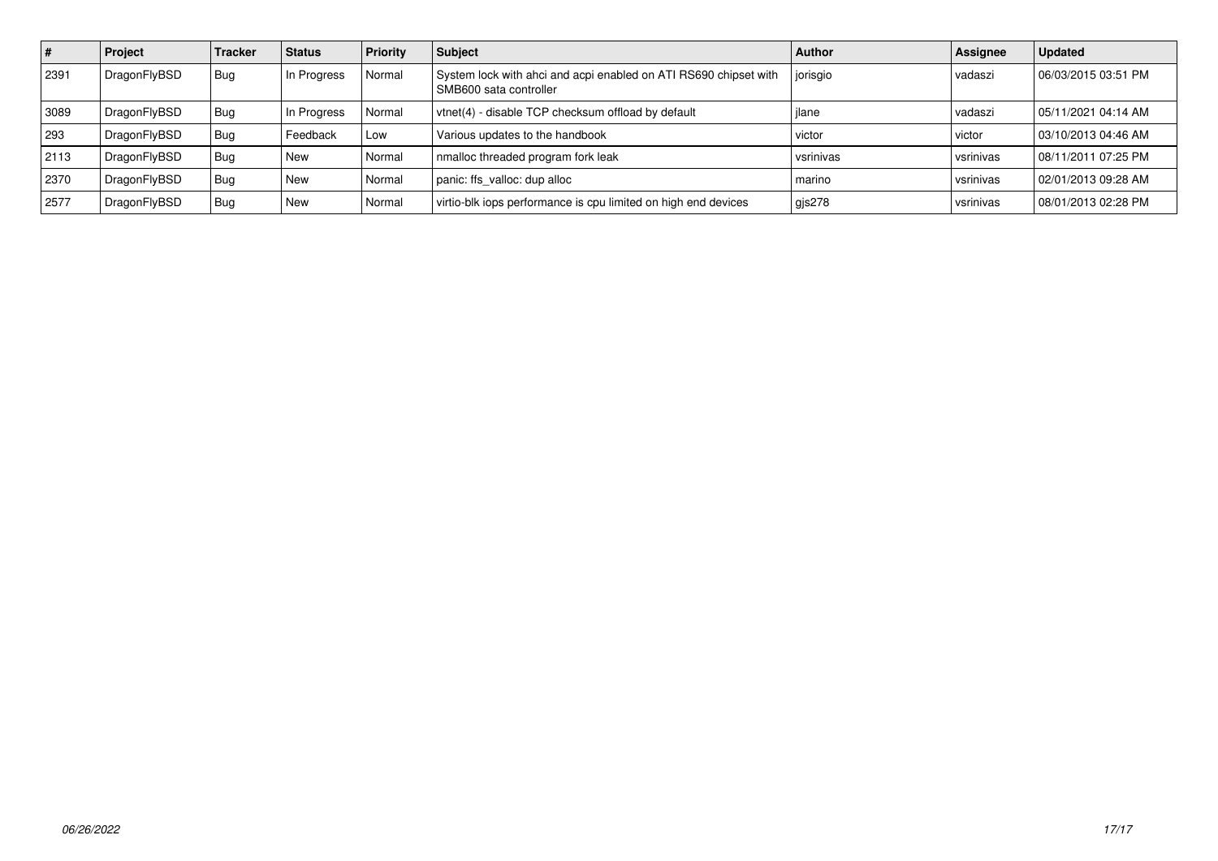| # | Project | Tracker | Status | Priority | Subject | Author | Assignee | Updated |
|---|---|---|---|---|---|---|---|---|
| 2391 | DragonFlyBSD | Bug | In Progress | Normal | System lock with ahci and acpi enabled on ATI RS690 chipset with SMB600 sata controller | jorisgio | vadaszi | 06/03/2015 03:51 PM |
| 3089 | DragonFlyBSD | Bug | In Progress | Normal | vtnet(4) - disable TCP checksum offload by default | jlane | vadaszi | 05/11/2021 04:14 AM |
| 293 | DragonFlyBSD | Bug | Feedback | Low | Various updates to the handbook | victor | victor | 03/10/2013 04:46 AM |
| 2113 | DragonFlyBSD | Bug | New | Normal | nmalloc threaded program fork leak | vsrinivas | vsrinivas | 08/11/2011 07:25 PM |
| 2370 | DragonFlyBSD | Bug | New | Normal | panic: ffs_valloc: dup alloc | marino | vsrinivas | 02/01/2013 09:28 AM |
| 2577 | DragonFlyBSD | Bug | New | Normal | virtio-blk iops performance is cpu limited on high end devices | gjs278 | vsrinivas | 08/01/2013 02:28 PM |